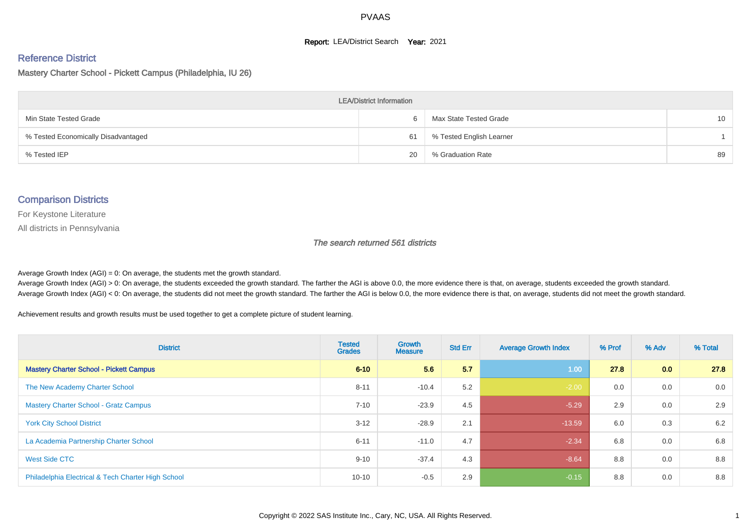PVAAS

**Report:** LEA/District Search **Year:** 2021

## Reference District

### Mastery Charter School - Pickett Campus (Philadelphia, IU 26)

| LEA/District Information | | | |
|---|---|---|---|
| Min State Tested Grade | 6 | Max State Tested Grade | 10 |
| % Tested Economically Disadvantaged | 61 | % Tested English Learner | 1 |
| % Tested IEP | 20 | % Graduation Rate | 89 |

## Comparison Districts

For Keystone Literature

All districts in Pennsylvania

*The search returned 561 districts*

Average Growth Index (AGI) = 0: On average, the students met the growth standard.

Average Growth Index (AGI) > 0: On average, the students exceeded the growth standard. The farther the AGI is above 0.0, the more evidence there is that, on average, students exceeded the growth standard.

Average Growth Index (AGI) < 0: On average, the students did not meet the growth standard. The farther the AGI is below 0.0, the more evidence there is that, on average, students did not meet the growth standard.

Achievement results and growth results must be used together to get a complete picture of student learning.

| District | Tested Grades | Growth Measure | Std Err | Average Growth Index | % Prof | % Adv | % Total |
|---|---|---|---|---|---|---|---|
| **Mastery Charter School - Pickett Campus** | **6-10** | **5.6** | **5.7** | **1.00** | **27.8** | **0.0** | **27.8** |
| The New Academy Charter School | 8-11 | -10.4 | 5.2 | -2.00 | 0.0 | 0.0 | 0.0 |
| Mastery Charter School - Gratz Campus | 7-10 | -23.9 | 4.5 | -5.29 | 2.9 | 0.0 | 2.9 |
| York City School District | 3-12 | -28.9 | 2.1 | -13.59 | 6.0 | 0.3 | 6.2 |
| La Academia Partnership Charter School | 6-11 | -11.0 | 4.7 | -2.34 | 6.8 | 0.0 | 6.8 |
| West Side CTC | 9-10 | -37.4 | 4.3 | -8.64 | 8.8 | 0.0 | 8.8 |
| Philadelphia Electrical & Tech Charter High School | 10-10 | -0.5 | 2.9 | -0.15 | 8.8 | 0.0 | 8.8 |

Copyright © 2022 SAS Institute Inc., Cary, NC, USA. All Rights Reserved.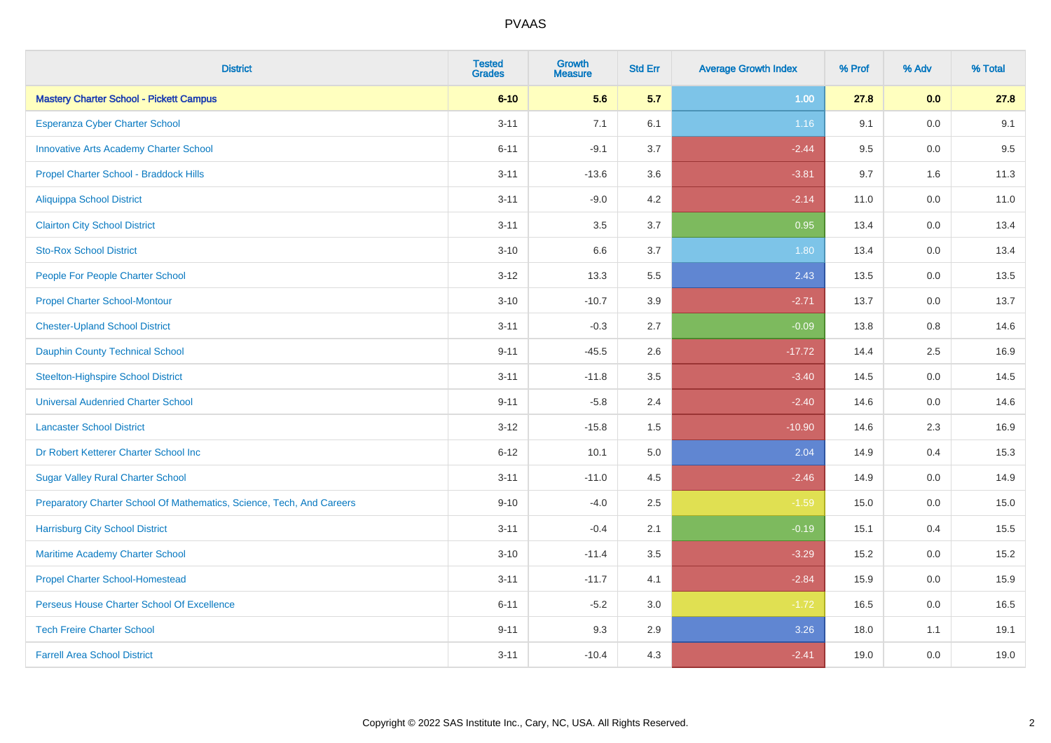# PVAAS

| District | Tested Grades | Growth Measure | Std Err | Average Growth Index | % Prof | % Adv | % Total |
|---|---|---|---|---|---|---|---|
| **Mastery Charter School - Pickett Campus** | **6-10** | **5.6** | **5.7** | **1.00** | **27.8** | **0.0** | **27.8** |
| Esperanza Cyber Charter School | 3-11 | 7.1 | 6.1 | 1.16 | 9.1 | 0.0 | 9.1 |
| Innovative Arts Academy Charter School | 6-11 | -9.1 | 3.7 | -2.44 | 9.5 | 0.0 | 9.5 |
| Propel Charter School - Braddock Hills | 3-11 | -13.6 | 3.6 | -3.81 | 9.7 | 1.6 | 11.3 |
| Aliquippa School District | 3-11 | -9.0 | 4.2 | -2.14 | 11.0 | 0.0 | 11.0 |
| Clairton City School District | 3-11 | 3.5 | 3.7 | 0.95 | 13.4 | 0.0 | 13.4 |
| Sto-Rox School District | 3-10 | 6.6 | 3.7 | 1.80 | 13.4 | 0.0 | 13.4 |
| People For People Charter School | 3-12 | 13.3 | 5.5 | 2.43 | 13.5 | 0.0 | 13.5 |
| Propel Charter School-Montour | 3-10 | -10.7 | 3.9 | -2.71 | 13.7 | 0.0 | 13.7 |
| Chester-Upland School District | 3-11 | -0.3 | 2.7 | -0.09 | 13.8 | 0.8 | 14.6 |
| Dauphin County Technical School | 9-11 | -45.5 | 2.6 | -17.72 | 14.4 | 2.5 | 16.9 |
| Steelton-Highspire School District | 3-11 | -11.8 | 3.5 | -3.40 | 14.5 | 0.0 | 14.5 |
| Universal Audenried Charter School | 9-11 | -5.8 | 2.4 | -2.40 | 14.6 | 0.0 | 14.6 |
| Lancaster School District | 3-12 | -15.8 | 1.5 | -10.90 | 14.6 | 2.3 | 16.9 |
| Dr Robert Ketterer Charter School Inc | 6-12 | 10.1 | 5.0 | 2.04 | 14.9 | 0.4 | 15.3 |
| Sugar Valley Rural Charter School | 3-11 | -11.0 | 4.5 | -2.46 | 14.9 | 0.0 | 14.9 |
| Preparatory Charter School Of Mathematics, Science, Tech, And Careers | 9-10 | -4.0 | 2.5 | -1.59 | 15.0 | 0.0 | 15.0 |
| Harrisburg City School District | 3-11 | -0.4 | 2.1 | -0.19 | 15.1 | 0.4 | 15.5 |
| Maritime Academy Charter School | 3-10 | -11.4 | 3.5 | -3.29 | 15.2 | 0.0 | 15.2 |
| Propel Charter School-Homestead | 3-11 | -11.7 | 4.1 | -2.84 | 15.9 | 0.0 | 15.9 |
| Perseus House Charter School Of Excellence | 6-11 | -5.2 | 3.0 | -1.72 | 16.5 | 0.0 | 16.5 |
| Tech Freire Charter School | 9-11 | 9.3 | 2.9 | 3.26 | 18.0 | 1.1 | 19.1 |
| Farrell Area School District | 3-11 | -10.4 | 4.3 | -2.41 | 19.0 | 0.0 | 19.0 |

Copyright © 2022 SAS Institute Inc., Cary, NC, USA. All Rights Reserved.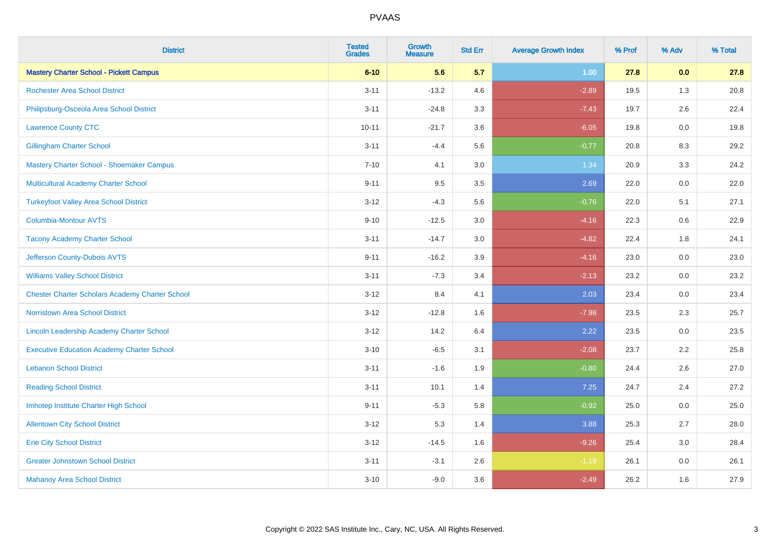| District | Tested Grades | Growth Measure | Std Err | Average Growth Index | % Prof | % Adv | % Total |
|---|---|---|---|---|---|---|---|
| **Mastery Charter School - Pickett Campus** | **6-10** | **5.6** | **5.7** | **1.00** | **27.8** | **0.0** | **27.8** |
| Rochester Area School District | 3-11 | -13.2 | 4.6 | -2.89 | 19.5 | 1.3 | 20.8 |
| Philipsburg-Osceola Area School District | 3-11 | -24.8 | 3.3 | -7.43 | 19.7 | 2.6 | 22.4 |
| Lawrence County CTC | 10-11 | -21.7 | 3.6 | -6.05 | 19.8 | 0.0 | 19.8 |
| Gillingham Charter School | 3-11 | -4.4 | 5.6 | -0.77 | 20.8 | 8.3 | 29.2 |
| Mastery Charter School - Shoemaker Campus | 7-10 | 4.1 | 3.0 | 1.34 | 20.9 | 3.3 | 24.2 |
| Multicultural Academy Charter School | 9-11 | 9.5 | 3.5 | 2.69 | 22.0 | 0.0 | 22.0 |
| Turkeyfoot Valley Area School District | 3-12 | -4.3 | 5.6 | -0.76 | 22.0 | 5.1 | 27.1 |
| Columbia-Montour AVTS | 9-10 | -12.5 | 3.0 | -4.16 | 22.3 | 0.6 | 22.9 |
| Tacony Academy Charter School | 3-11 | -14.7 | 3.0 | -4.82 | 22.4 | 1.8 | 24.1 |
| Jefferson County-Dubois AVTS | 9-11 | -16.2 | 3.9 | -4.16 | 23.0 | 0.0 | 23.0 |
| Williams Valley School District | 3-11 | -7.3 | 3.4 | -2.13 | 23.2 | 0.0 | 23.2 |
| Chester Charter Scholars Academy Charter School | 3-12 | 8.4 | 4.1 | 2.03 | 23.4 | 0.0 | 23.4 |
| Norristown Area School District | 3-12 | -12.8 | 1.6 | -7.98 | 23.5 | 2.3 | 25.7 |
| Lincoln Leadership Academy Charter School | 3-12 | 14.2 | 6.4 | 2.22 | 23.5 | 0.0 | 23.5 |
| Executive Education Academy Charter School | 3-10 | -6.5 | 3.1 | -2.08 | 23.7 | 2.2 | 25.8 |
| Lebanon School District | 3-11 | -1.6 | 1.9 | -0.80 | 24.4 | 2.6 | 27.0 |
| Reading School District | 3-11 | 10.1 | 1.4 | 7.25 | 24.7 | 2.4 | 27.2 |
| Imhotep Institute Charter High School | 9-11 | -5.3 | 5.8 | -0.92 | 25.0 | 0.0 | 25.0 |
| Allentown City School District | 3-12 | 5.3 | 1.4 | 3.88 | 25.3 | 2.7 | 28.0 |
| Erie City School District | 3-12 | -14.5 | 1.6 | -9.26 | 25.4 | 3.0 | 28.4 |
| Greater Johnstown School District | 3-11 | -3.1 | 2.6 | -1.19 | 26.1 | 0.0 | 26.1 |
| Mahanoy Area School District | 3-10 | -9.0 | 3.6 | -2.49 | 26.2 | 1.6 | 27.9 |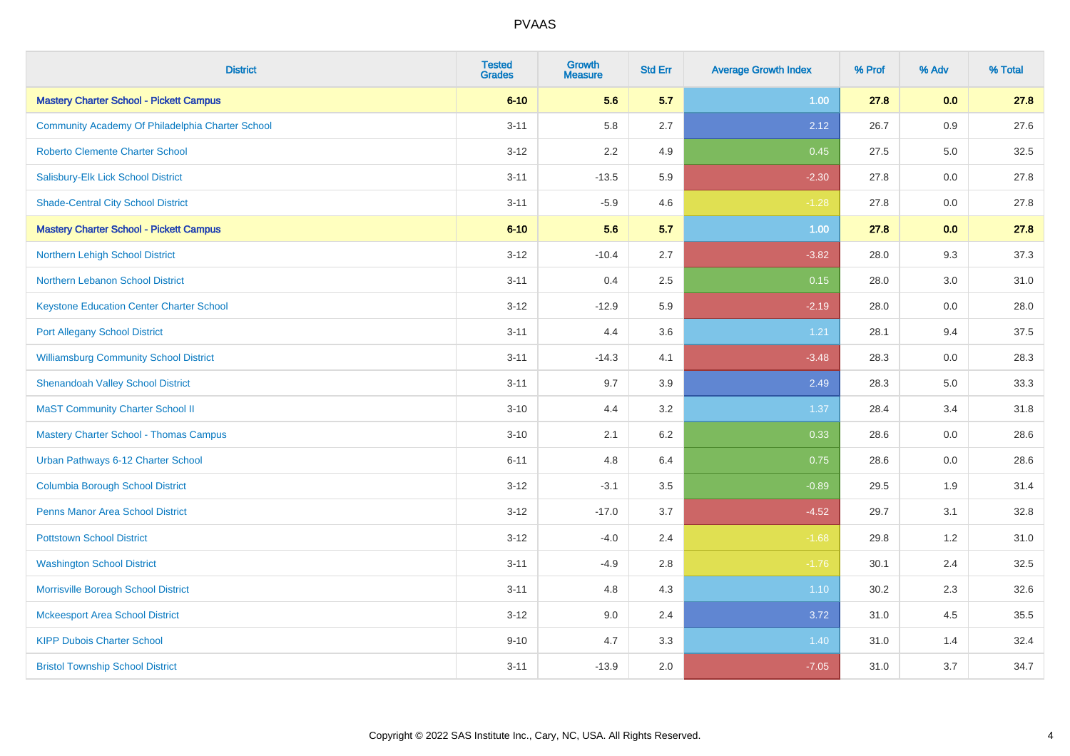PVAAS

| District | Tested Grades | Growth Measure | Std Err | Average Growth Index | % Prof | % Adv | % Total |
|---|---|---|---|---|---|---|---|
| **Mastery Charter School - Pickett Campus** | **6-10** | **5.6** | **5.7** | **1.00** | **27.8** | **0.0** | **27.8** |
| Community Academy Of Philadelphia Charter School | 3-11 | 5.8 | 2.7 | 2.12 | 26.7 | 0.9 | 27.6 |
| Roberto Clemente Charter School | 3-12 | 2.2 | 4.9 | 0.45 | 27.5 | 5.0 | 32.5 |
| Salisbury-Elk Lick School District | 3-11 | -13.5 | 5.9 | -2.30 | 27.8 | 0.0 | 27.8 |
| Shade-Central City School District | 3-11 | -5.9 | 4.6 | -1.28 | 27.8 | 0.0 | 27.8 |
| **Mastery Charter School - Pickett Campus** | **6-10** | **5.6** | **5.7** | **1.00** | **27.8** | **0.0** | **27.8** |
| Northern Lehigh School District | 3-12 | -10.4 | 2.7 | -3.82 | 28.0 | 9.3 | 37.3 |
| Northern Lebanon School District | 3-11 | 0.4 | 2.5 | 0.15 | 28.0 | 3.0 | 31.0 |
| Keystone Education Center Charter School | 3-12 | -12.9 | 5.9 | -2.19 | 28.0 | 0.0 | 28.0 |
| Port Allegany School District | 3-11 | 4.4 | 3.6 | 1.21 | 28.1 | 9.4 | 37.5 |
| Williamsburg Community School District | 3-11 | -14.3 | 4.1 | -3.48 | 28.3 | 0.0 | 28.3 |
| Shenandoah Valley School District | 3-11 | 9.7 | 3.9 | 2.49 | 28.3 | 5.0 | 33.3 |
| MaST Community Charter School II | 3-10 | 4.4 | 3.2 | 1.37 | 28.4 | 3.4 | 31.8 |
| Mastery Charter School - Thomas Campus | 3-10 | 2.1 | 6.2 | 0.33 | 28.6 | 0.0 | 28.6 |
| Urban Pathways 6-12 Charter School | 6-11 | 4.8 | 6.4 | 0.75 | 28.6 | 0.0 | 28.6 |
| Columbia Borough School District | 3-12 | -3.1 | 3.5 | -0.89 | 29.5 | 1.9 | 31.4 |
| Penns Manor Area School District | 3-12 | -17.0 | 3.7 | -4.52 | 29.7 | 3.1 | 32.8 |
| Pottstown School District | 3-12 | -4.0 | 2.4 | -1.68 | 29.8 | 1.2 | 31.0 |
| Washington School District | 3-11 | -4.9 | 2.8 | -1.76 | 30.1 | 2.4 | 32.5 |
| Morrisville Borough School District | 3-11 | 4.8 | 4.3 | 1.10 | 30.2 | 2.3 | 32.6 |
| Mckeesport Area School District | 3-12 | 9.0 | 2.4 | 3.72 | 31.0 | 4.5 | 35.5 |
| KIPP Dubois Charter School | 9-10 | 4.7 | 3.3 | 1.40 | 31.0 | 1.4 | 32.4 |
| Bristol Township School District | 3-11 | -13.9 | 2.0 | -7.05 | 31.0 | 3.7 | 34.7 |

Copyright © 2022 SAS Institute Inc., Cary, NC, USA. All Rights Reserved.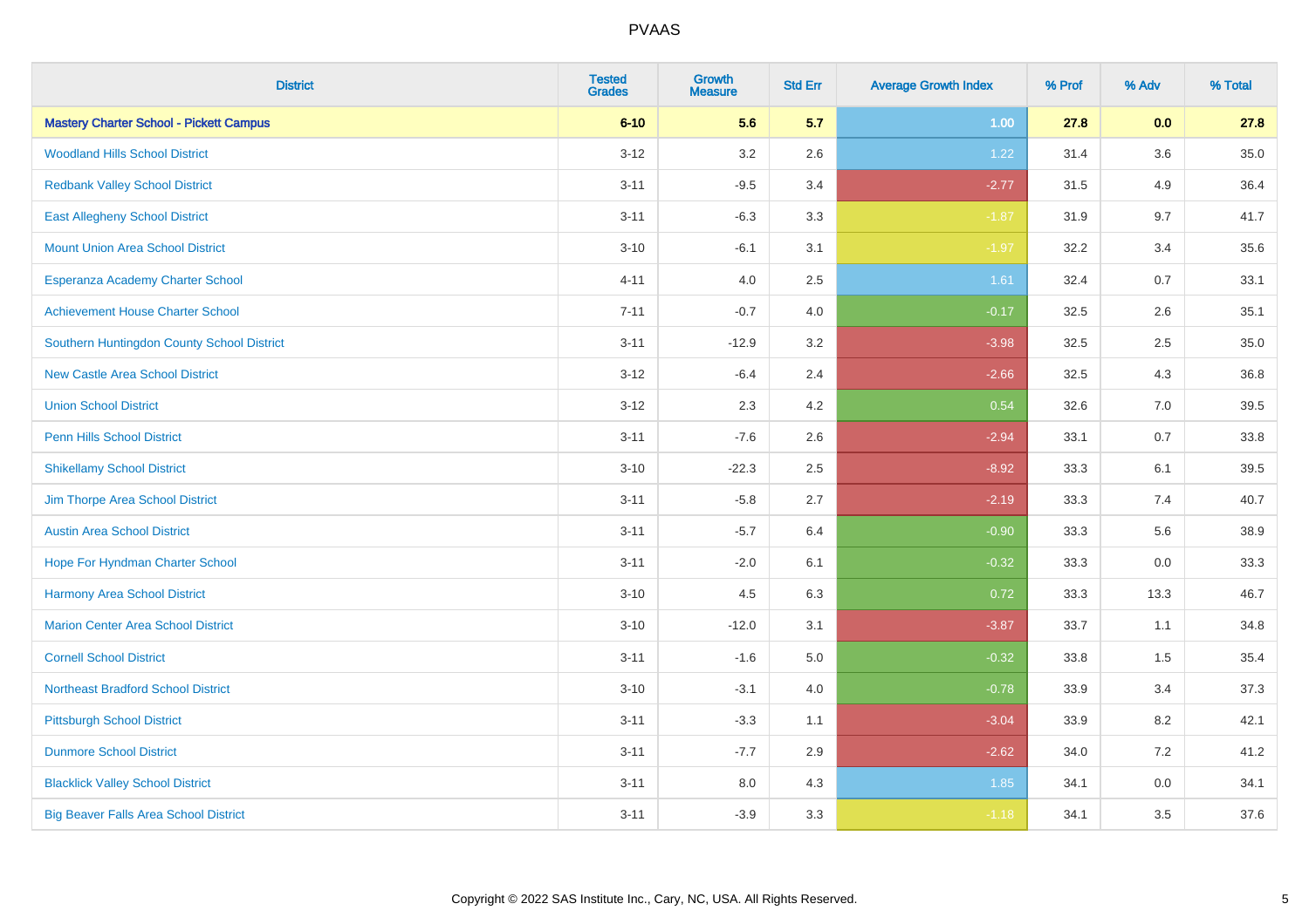# PVAAS

| District | Tested Grades | Growth Measure | Std Err | Average Growth Index | % Prof | % Adv | % Total |
|---|---|---|---|---|---|---|---|
| **Mastery Charter School - Pickett Campus** | **6-10** | **5.6** | **5.7** | **1.00** | **27.8** | **0.0** | **27.8** |
| Woodland Hills School District | 3-12 | 3.2 | 2.6 | 1.22 | 31.4 | 3.6 | 35.0 |
| Redbank Valley School District | 3-11 | -9.5 | 3.4 | -2.77 | 31.5 | 4.9 | 36.4 |
| East Allegheny School District | 3-11 | -6.3 | 3.3 | -1.87 | 31.9 | 9.7 | 41.7 |
| Mount Union Area School District | 3-10 | -6.1 | 3.1 | -1.97 | 32.2 | 3.4 | 35.6 |
| Esperanza Academy Charter School | 4-11 | 4.0 | 2.5 | 1.61 | 32.4 | 0.7 | 33.1 |
| Achievement House Charter School | 7-11 | -0.7 | 4.0 | -0.17 | 32.5 | 2.6 | 35.1 |
| Southern Huntingdon County School District | 3-11 | -12.9 | 3.2 | -3.98 | 32.5 | 2.5 | 35.0 |
| New Castle Area School District | 3-12 | -6.4 | 2.4 | -2.66 | 32.5 | 4.3 | 36.8 |
| Union School District | 3-12 | 2.3 | 4.2 | 0.54 | 32.6 | 7.0 | 39.5 |
| Penn Hills School District | 3-11 | -7.6 | 2.6 | -2.94 | 33.1 | 0.7 | 33.8 |
| Shikellamy School District | 3-10 | -22.3 | 2.5 | -8.92 | 33.3 | 6.1 | 39.5 |
| Jim Thorpe Area School District | 3-11 | -5.8 | 2.7 | -2.19 | 33.3 | 7.4 | 40.7 |
| Austin Area School District | 3-11 | -5.7 | 6.4 | -0.90 | 33.3 | 5.6 | 38.9 |
| Hope For Hyndman Charter School | 3-11 | -2.0 | 6.1 | -0.32 | 33.3 | 0.0 | 33.3 |
| Harmony Area School District | 3-10 | 4.5 | 6.3 | 0.72 | 33.3 | 13.3 | 46.7 |
| Marion Center Area School District | 3-10 | -12.0 | 3.1 | -3.87 | 33.7 | 1.1 | 34.8 |
| Cornell School District | 3-11 | -1.6 | 5.0 | -0.32 | 33.8 | 1.5 | 35.4 |
| Northeast Bradford School District | 3-10 | -3.1 | 4.0 | -0.78 | 33.9 | 3.4 | 37.3 |
| Pittsburgh School District | 3-11 | -3.3 | 1.1 | -3.04 | 33.9 | 8.2 | 42.1 |
| Dunmore School District | 3-11 | -7.7 | 2.9 | -2.62 | 34.0 | 7.2 | 41.2 |
| Blacklick Valley School District | 3-11 | 8.0 | 4.3 | 1.85 | 34.1 | 0.0 | 34.1 |
| Big Beaver Falls Area School District | 3-11 | -3.9 | 3.3 | -1.18 | 34.1 | 3.5 | 37.6 |

Copyright © 2022 SAS Institute Inc., Cary, NC, USA. All Rights Reserved.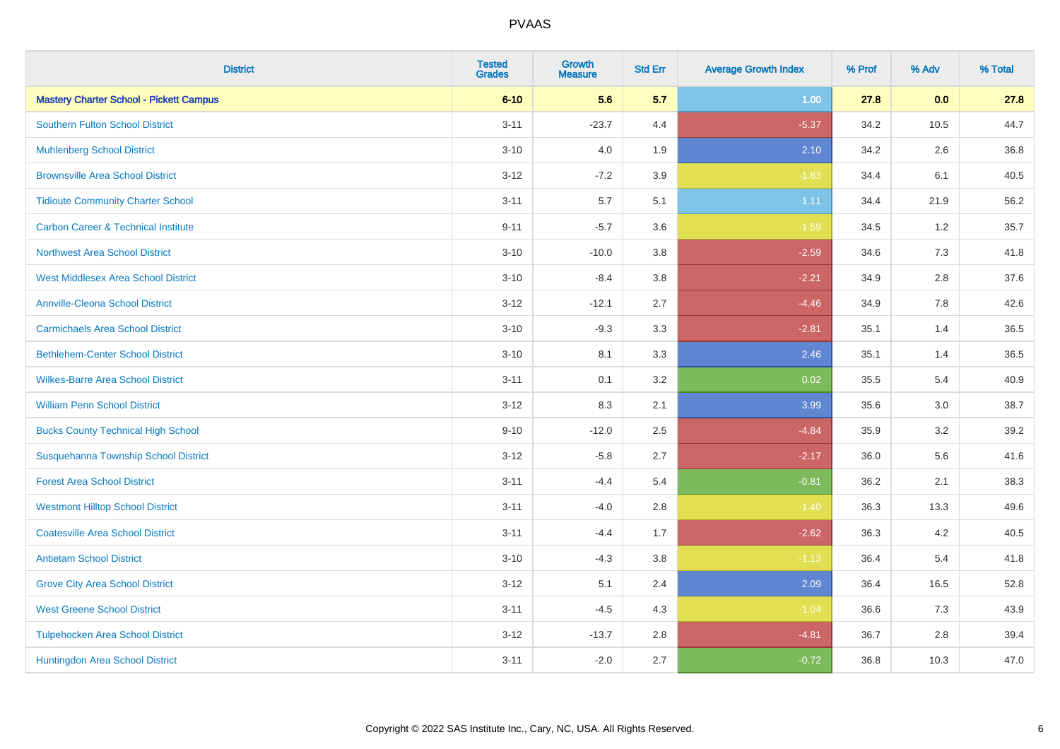| District | Tested Grades | Growth Measure | Std Err | Average Growth Index | % Prof | % Adv | % Total |
|---|---|---|---|---|---|---|---|
| **Mastery Charter School - Pickett Campus** | **6-10** | **5.6** | **5.7** | **1.00** | **27.8** | **0.0** | **27.8** |
| Southern Fulton School District | 3-11 | -23.7 | 4.4 | -5.37 | 34.2 | 10.5 | 44.7 |
| Muhlenberg School District | 3-10 | 4.0 | 1.9 | 2.10 | 34.2 | 2.6 | 36.8 |
| Brownsville Area School District | 3-12 | -7.2 | 3.9 | -1.83 | 34.4 | 6.1 | 40.5 |
| Tidioute Community Charter School | 3-11 | 5.7 | 5.1 | 1.11 | 34.4 | 21.9 | 56.2 |
| Carbon Career & Technical Institute | 9-11 | -5.7 | 3.6 | -1.59 | 34.5 | 1.2 | 35.7 |
| Northwest Area School District | 3-10 | -10.0 | 3.8 | -2.59 | 34.6 | 7.3 | 41.8 |
| West Middlesex Area School District | 3-10 | -8.4 | 3.8 | -2.21 | 34.9 | 2.8 | 37.6 |
| Annville-Cleona School District | 3-12 | -12.1 | 2.7 | -4.46 | 34.9 | 7.8 | 42.6 |
| Carmichaels Area School District | 3-10 | -9.3 | 3.3 | -2.81 | 35.1 | 1.4 | 36.5 |
| Bethlehem-Center School District | 3-10 | 8.1 | 3.3 | 2.46 | 35.1 | 1.4 | 36.5 |
| Wilkes-Barre Area School District | 3-11 | 0.1 | 3.2 | 0.02 | 35.5 | 5.4 | 40.9 |
| William Penn School District | 3-12 | 8.3 | 2.1 | 3.99 | 35.6 | 3.0 | 38.7 |
| Bucks County Technical High School | 9-10 | -12.0 | 2.5 | -4.84 | 35.9 | 3.2 | 39.2 |
| Susquehanna Township School District | 3-12 | -5.8 | 2.7 | -2.17 | 36.0 | 5.6 | 41.6 |
| Forest Area School District | 3-11 | -4.4 | 5.4 | -0.81 | 36.2 | 2.1 | 38.3 |
| Westmont Hilltop School District | 3-11 | -4.0 | 2.8 | -1.40 | 36.3 | 13.3 | 49.6 |
| Coatesville Area School District | 3-11 | -4.4 | 1.7 | -2.62 | 36.3 | 4.2 | 40.5 |
| Antietam School District | 3-10 | -4.3 | 3.8 | -1.13 | 36.4 | 5.4 | 41.8 |
| Grove City Area School District | 3-12 | 5.1 | 2.4 | 2.09 | 36.4 | 16.5 | 52.8 |
| West Greene School District | 3-11 | -4.5 | 4.3 | -1.04 | 36.6 | 7.3 | 43.9 |
| Tulpehocken Area School District | 3-12 | -13.7 | 2.8 | -4.81 | 36.7 | 2.8 | 39.4 |
| Huntingdon Area School District | 3-11 | -2.0 | 2.7 | -0.72 | 36.8 | 10.3 | 47.0 |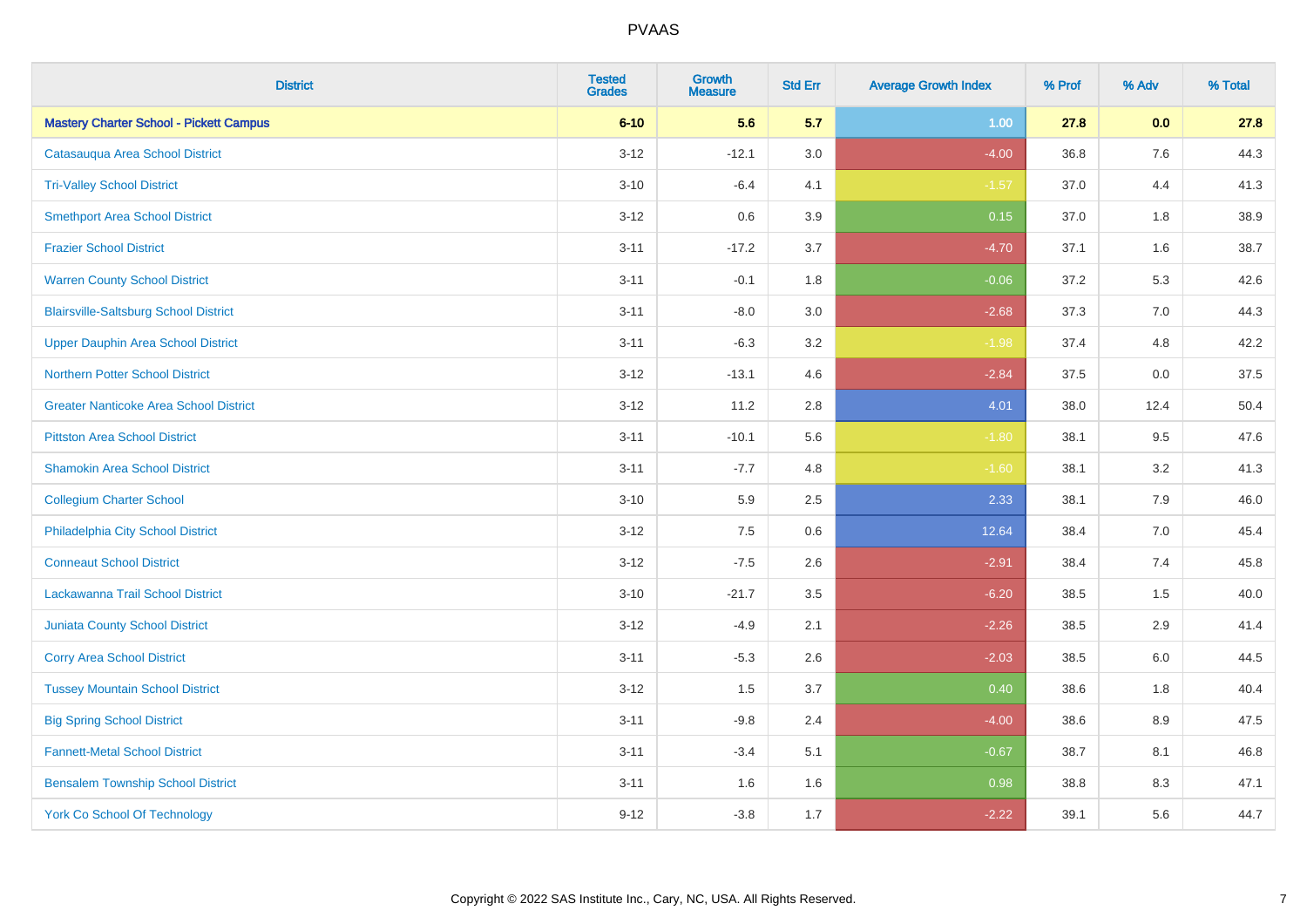PVAAS

| District | Tested Grades | Growth Measure | Std Err | Average Growth Index | % Prof | % Adv | % Total |
|---|---|---|---|---|---|---|---|
| **Mastery Charter School - Pickett Campus** | **6-10** | **5.6** | **5.7** | **1.00** | **27.8** | **0.0** | **27.8** |
| Catasauqua Area School District | 3-12 | -12.1 | 3.0 | -4.00 | 36.8 | 7.6 | 44.3 |
| Tri-Valley School District | 3-10 | -6.4 | 4.1 | -1.57 | 37.0 | 4.4 | 41.3 |
| Smethport Area School District | 3-12 | 0.6 | 3.9 | 0.15 | 37.0 | 1.8 | 38.9 |
| Frazier School District | 3-11 | -17.2 | 3.7 | -4.70 | 37.1 | 1.6 | 38.7 |
| Warren County School District | 3-11 | -0.1 | 1.8 | -0.06 | 37.2 | 5.3 | 42.6 |
| Blairsville-Saltsburg School District | 3-11 | -8.0 | 3.0 | -2.68 | 37.3 | 7.0 | 44.3 |
| Upper Dauphin Area School District | 3-11 | -6.3 | 3.2 | -1.98 | 37.4 | 4.8 | 42.2 |
| Northern Potter School District | 3-12 | -13.1 | 4.6 | -2.84 | 37.5 | 0.0 | 37.5 |
| Greater Nanticoke Area School District | 3-12 | 11.2 | 2.8 | 4.01 | 38.0 | 12.4 | 50.4 |
| Pittston Area School District | 3-11 | -10.1 | 5.6 | -1.80 | 38.1 | 9.5 | 47.6 |
| Shamokin Area School District | 3-11 | -7.7 | 4.8 | -1.60 | 38.1 | 3.2 | 41.3 |
| Collegium Charter School | 3-10 | 5.9 | 2.5 | 2.33 | 38.1 | 7.9 | 46.0 |
| Philadelphia City School District | 3-12 | 7.5 | 0.6 | 12.64 | 38.4 | 7.0 | 45.4 |
| Conneaut School District | 3-12 | -7.5 | 2.6 | -2.91 | 38.4 | 7.4 | 45.8 |
| Lackawanna Trail School District | 3-10 | -21.7 | 3.5 | -6.20 | 38.5 | 1.5 | 40.0 |
| Juniata County School District | 3-12 | -4.9 | 2.1 | -2.26 | 38.5 | 2.9 | 41.4 |
| Corry Area School District | 3-11 | -5.3 | 2.6 | -2.03 | 38.5 | 6.0 | 44.5 |
| Tussey Mountain School District | 3-12 | 1.5 | 3.7 | 0.40 | 38.6 | 1.8 | 40.4 |
| Big Spring School District | 3-11 | -9.8 | 2.4 | -4.00 | 38.6 | 8.9 | 47.5 |
| Fannett-Metal School District | 3-11 | -3.4 | 5.1 | -0.67 | 38.7 | 8.1 | 46.8 |
| Bensalem Township School District | 3-11 | 1.6 | 1.6 | 0.98 | 38.8 | 8.3 | 47.1 |
| York Co School Of Technology | 9-12 | -3.8 | 1.7 | -2.22 | 39.1 | 5.6 | 44.7 |

Copyright © 2022 SAS Institute Inc., Cary, NC, USA. All Rights Reserved.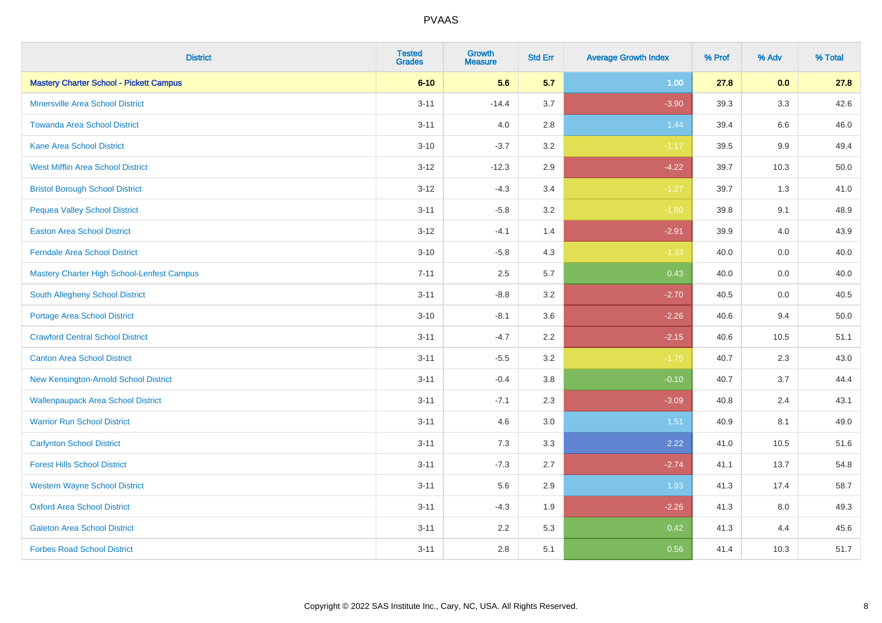# PVAAS

| District | Tested Grades | Growth Measure | Std Err | Average Growth Index | % Prof | % Adv | % Total |
|---|---|---|---|---|---|---|---|
| **Mastery Charter School - Pickett Campus** | **6-10** | **5.6** | **5.7** | **1.00** | **27.8** | **0.0** | **27.8** |
| Minersville Area School District | 3-11 | -14.4 | 3.7 | -3.90 | 39.3 | 3.3 | 42.6 |
| Towanda Area School District | 3-11 | 4.0 | 2.8 | 1.44 | 39.4 | 6.6 | 46.0 |
| Kane Area School District | 3-10 | -3.7 | 3.2 | -1.17 | 39.5 | 9.9 | 49.4 |
| West Mifflin Area School District | 3-12 | -12.3 | 2.9 | -4.22 | 39.7 | 10.3 | 50.0 |
| Bristol Borough School District | 3-12 | -4.3 | 3.4 | -1.27 | 39.7 | 1.3 | 41.0 |
| Pequea Valley School District | 3-11 | -5.8 | 3.2 | -1.80 | 39.8 | 9.1 | 48.9 |
| Easton Area School District | 3-12 | -4.1 | 1.4 | -2.91 | 39.9 | 4.0 | 43.9 |
| Ferndale Area School District | 3-10 | -5.8 | 4.3 | -1.33 | 40.0 | 0.0 | 40.0 |
| Mastery Charter High School-Lenfest Campus | 7-11 | 2.5 | 5.7 | 0.43 | 40.0 | 0.0 | 40.0 |
| South Allegheny School District | 3-11 | -8.8 | 3.2 | -2.70 | 40.5 | 0.0 | 40.5 |
| Portage Area School District | 3-10 | -8.1 | 3.6 | -2.26 | 40.6 | 9.4 | 50.0 |
| Crawford Central School District | 3-11 | -4.7 | 2.2 | -2.15 | 40.6 | 10.5 | 51.1 |
| Canton Area School District | 3-11 | -5.5 | 3.2 | -1.75 | 40.7 | 2.3 | 43.0 |
| New Kensington-Arnold School District | 3-11 | -0.4 | 3.8 | -0.10 | 40.7 | 3.7 | 44.4 |
| Wallenpaupack Area School District | 3-11 | -7.1 | 2.3 | -3.09 | 40.8 | 2.4 | 43.1 |
| Warrior Run School District | 3-11 | 4.6 | 3.0 | 1.51 | 40.9 | 8.1 | 49.0 |
| Carlynton School District | 3-11 | 7.3 | 3.3 | 2.22 | 41.0 | 10.5 | 51.6 |
| Forest Hills School District | 3-11 | -7.3 | 2.7 | -2.74 | 41.1 | 13.7 | 54.8 |
| Western Wayne School District | 3-11 | 5.6 | 2.9 | 1.93 | 41.3 | 17.4 | 58.7 |
| Oxford Area School District | 3-11 | -4.3 | 1.9 | -2.26 | 41.3 | 8.0 | 49.3 |
| Galeton Area School District | 3-11 | 2.2 | 5.3 | 0.42 | 41.3 | 4.4 | 45.6 |
| Forbes Road School District | 3-11 | 2.8 | 5.1 | 0.56 | 41.4 | 10.3 | 51.7 |

Copyright © 2022 SAS Institute Inc., Cary, NC, USA. All Rights Reserved.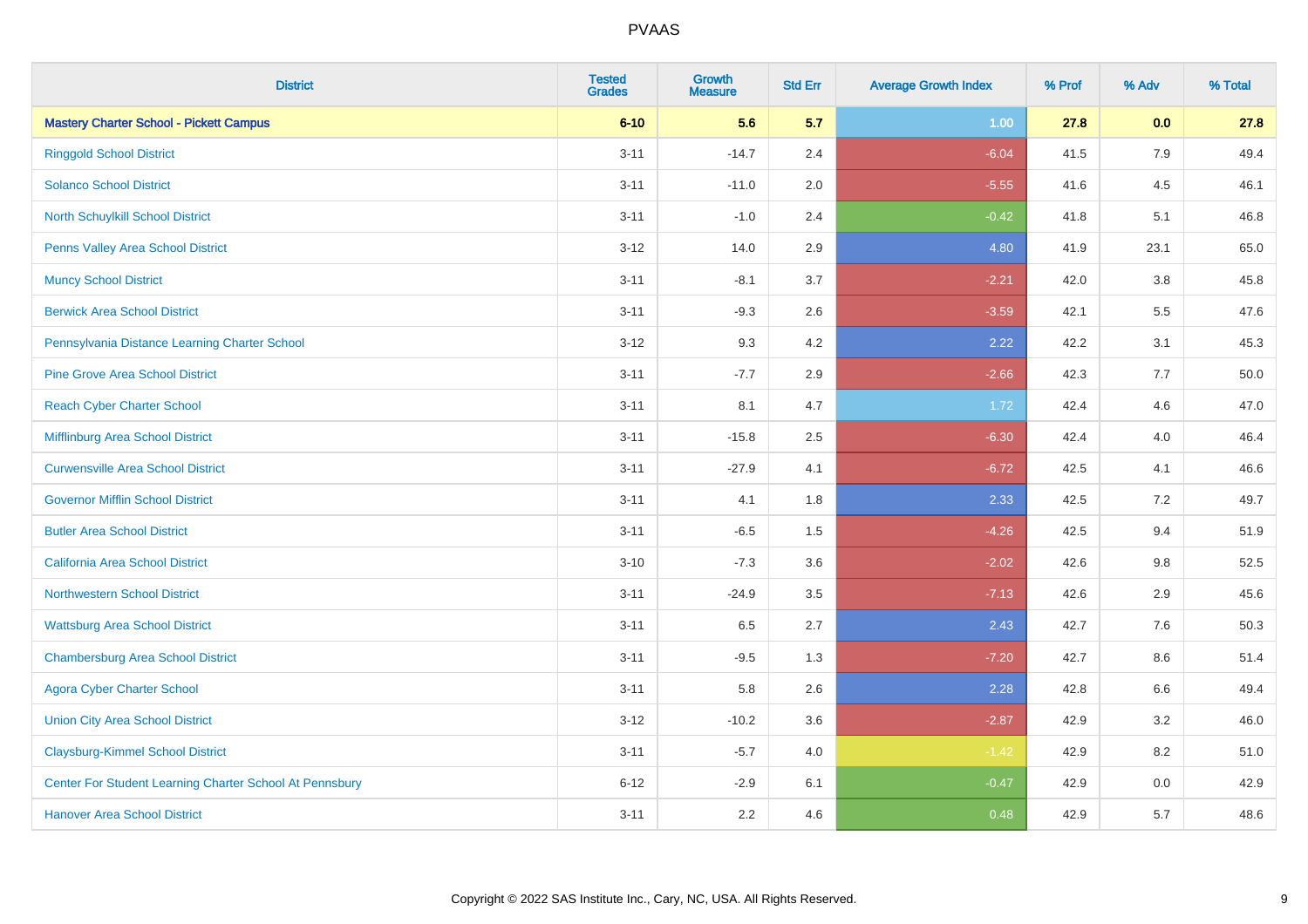| District | Tested Grades | Growth Measure | Std Err | Average Growth Index | % Prof | % Adv | % Total |
|---|---|---|---|---|---|---|---|
| **Mastery Charter School - Pickett Campus** | **6-10** | **5.6** | **5.7** | **1.00** | **27.8** | **0.0** | **27.8** |
| Ringgold School District | 3-11 | -14.7 | 2.4 | -6.04 | 41.5 | 7.9 | 49.4 |
| Solanco School District | 3-11 | -11.0 | 2.0 | -5.55 | 41.6 | 4.5 | 46.1 |
| North Schuylkill School District | 3-11 | -1.0 | 2.4 | -0.42 | 41.8 | 5.1 | 46.8 |
| Penns Valley Area School District | 3-12 | 14.0 | 2.9 | 4.80 | 41.9 | 23.1 | 65.0 |
| Muncy School District | 3-11 | -8.1 | 3.7 | -2.21 | 42.0 | 3.8 | 45.8 |
| Berwick Area School District | 3-11 | -9.3 | 2.6 | -3.59 | 42.1 | 5.5 | 47.6 |
| Pennsylvania Distance Learning Charter School | 3-12 | 9.3 | 4.2 | 2.22 | 42.2 | 3.1 | 45.3 |
| Pine Grove Area School District | 3-11 | -7.7 | 2.9 | -2.66 | 42.3 | 7.7 | 50.0 |
| Reach Cyber Charter School | 3-11 | 8.1 | 4.7 | 1.72 | 42.4 | 4.6 | 47.0 |
| Mifflinburg Area School District | 3-11 | -15.8 | 2.5 | -6.30 | 42.4 | 4.0 | 46.4 |
| Curwensville Area School District | 3-11 | -27.9 | 4.1 | -6.72 | 42.5 | 4.1 | 46.6 |
| Governor Mifflin School District | 3-11 | 4.1 | 1.8 | 2.33 | 42.5 | 7.2 | 49.7 |
| Butler Area School District | 3-11 | -6.5 | 1.5 | -4.26 | 42.5 | 9.4 | 51.9 |
| California Area School District | 3-10 | -7.3 | 3.6 | -2.02 | 42.6 | 9.8 | 52.5 |
| Northwestern School District | 3-11 | -24.9 | 3.5 | -7.13 | 42.6 | 2.9 | 45.6 |
| Wattsburg Area School District | 3-11 | 6.5 | 2.7 | 2.43 | 42.7 | 7.6 | 50.3 |
| Chambersburg Area School District | 3-11 | -9.5 | 1.3 | -7.20 | 42.7 | 8.6 | 51.4 |
| Agora Cyber Charter School | 3-11 | 5.8 | 2.6 | 2.28 | 42.8 | 6.6 | 49.4 |
| Union City Area School District | 3-12 | -10.2 | 3.6 | -2.87 | 42.9 | 3.2 | 46.0 |
| Claysburg-Kimmel School District | 3-11 | -5.7 | 4.0 | -1.42 | 42.9 | 8.2 | 51.0 |
| Center For Student Learning Charter School At Pennsbury | 6-12 | -2.9 | 6.1 | -0.47 | 42.9 | 0.0 | 42.9 |
| Hanover Area School District | 3-11 | 2.2 | 4.6 | 0.48 | 42.9 | 5.7 | 48.6 |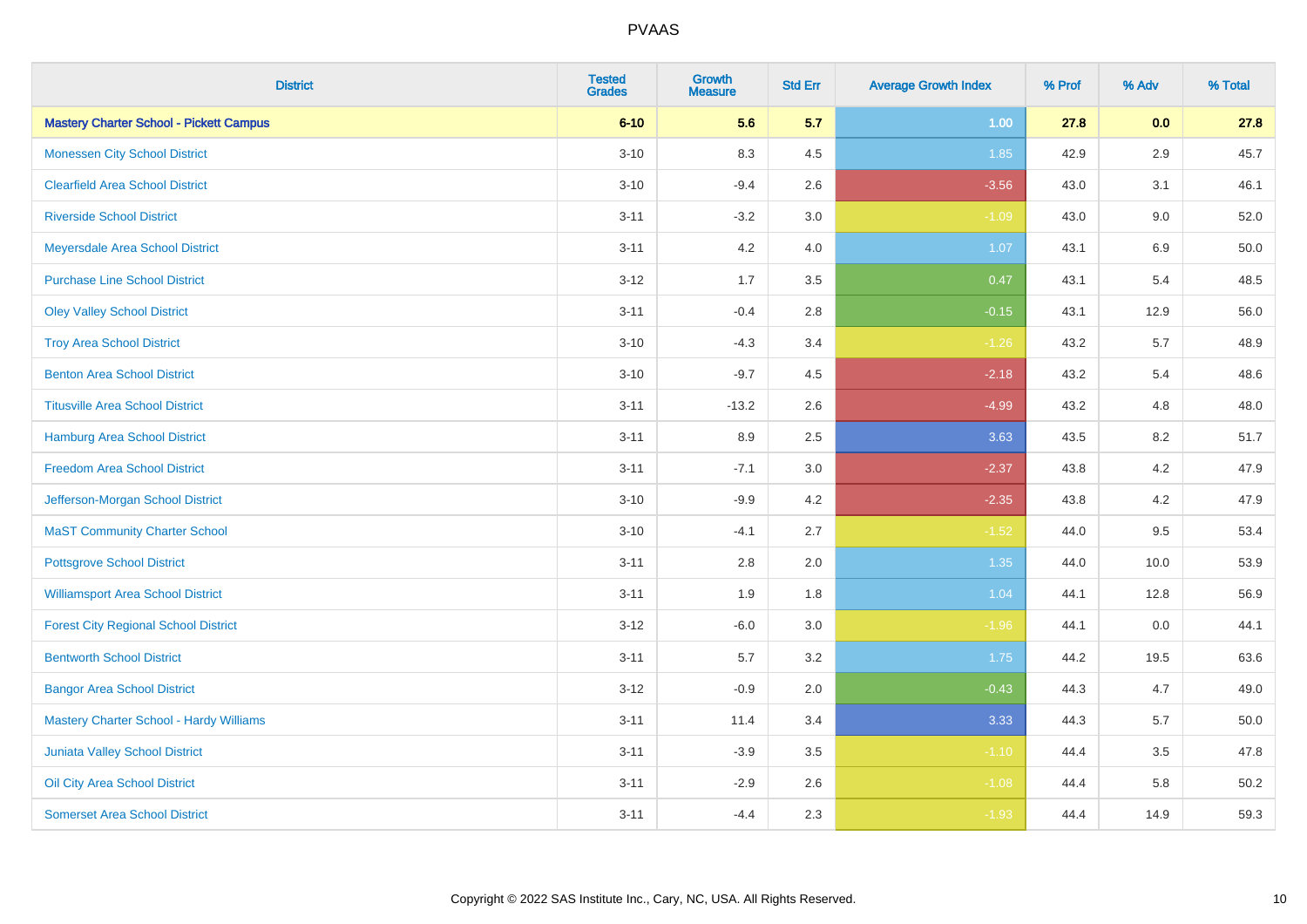| District | Tested Grades | Growth Measure | Std Err | Average Growth Index | % Prof | % Adv | % Total |
|---|---|---|---|---|---|---|---|
| **Mastery Charter School - Pickett Campus** | **6-10** | **5.6** | **5.7** | **1.00** | **27.8** | **0.0** | **27.8** |
| Monessen City School District | 3-10 | 8.3 | 4.5 | 1.85 | 42.9 | 2.9 | 45.7 |
| Clearfield Area School District | 3-10 | -9.4 | 2.6 | -3.56 | 43.0 | 3.1 | 46.1 |
| Riverside School District | 3-11 | -3.2 | 3.0 | -1.09 | 43.0 | 9.0 | 52.0 |
| Meyersdale Area School District | 3-11 | 4.2 | 4.0 | 1.07 | 43.1 | 6.9 | 50.0 |
| Purchase Line School District | 3-12 | 1.7 | 3.5 | 0.47 | 43.1 | 5.4 | 48.5 |
| Oley Valley School District | 3-11 | -0.4 | 2.8 | -0.15 | 43.1 | 12.9 | 56.0 |
| Troy Area School District | 3-10 | -4.3 | 3.4 | -1.26 | 43.2 | 5.7 | 48.9 |
| Benton Area School District | 3-10 | -9.7 | 4.5 | -2.18 | 43.2 | 5.4 | 48.6 |
| Titusville Area School District | 3-11 | -13.2 | 2.6 | -4.99 | 43.2 | 4.8 | 48.0 |
| Hamburg Area School District | 3-11 | 8.9 | 2.5 | 3.63 | 43.5 | 8.2 | 51.7 |
| Freedom Area School District | 3-11 | -7.1 | 3.0 | -2.37 | 43.8 | 4.2 | 47.9 |
| Jefferson-Morgan School District | 3-10 | -9.9 | 4.2 | -2.35 | 43.8 | 4.2 | 47.9 |
| MaST Community Charter School | 3-10 | -4.1 | 2.7 | -1.52 | 44.0 | 9.5 | 53.4 |
| Pottsgrove School District | 3-11 | 2.8 | 2.0 | 1.35 | 44.0 | 10.0 | 53.9 |
| Williamsport Area School District | 3-11 | 1.9 | 1.8 | 1.04 | 44.1 | 12.8 | 56.9 |
| Forest City Regional School District | 3-12 | -6.0 | 3.0 | -1.96 | 44.1 | 0.0 | 44.1 |
| Bentworth School District | 3-11 | 5.7 | 3.2 | 1.75 | 44.2 | 19.5 | 63.6 |
| Bangor Area School District | 3-12 | -0.9 | 2.0 | -0.43 | 44.3 | 4.7 | 49.0 |
| Mastery Charter School - Hardy Williams | 3-11 | 11.4 | 3.4 | 3.33 | 44.3 | 5.7 | 50.0 |
| Juniata Valley School District | 3-11 | -3.9 | 3.5 | -1.10 | 44.4 | 3.5 | 47.8 |
| Oil City Area School District | 3-11 | -2.9 | 2.6 | -1.08 | 44.4 | 5.8 | 50.2 |
| Somerset Area School District | 3-11 | -4.4 | 2.3 | -1.93 | 44.4 | 14.9 | 59.3 |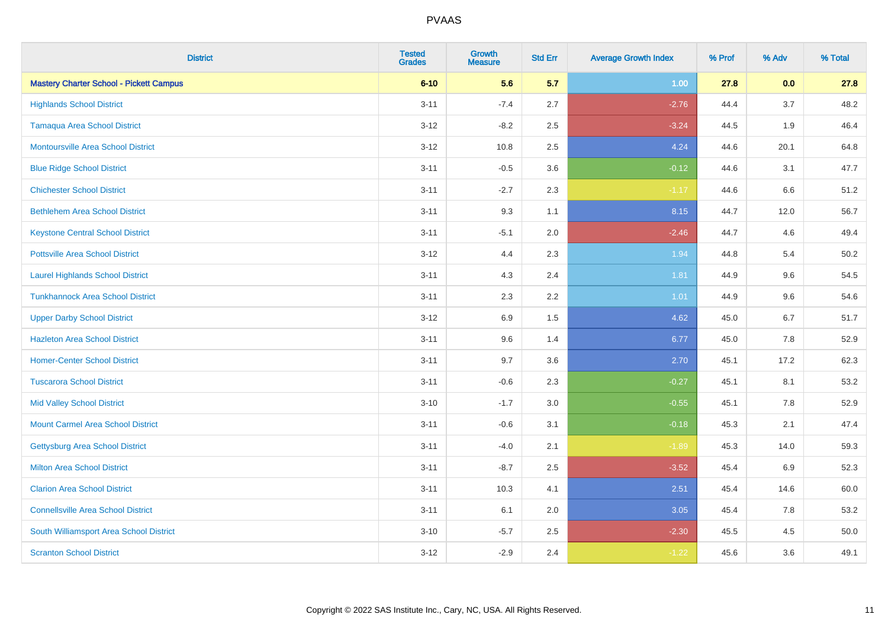| District | Tested Grades | Growth Measure | Std Err | Average Growth Index | % Prof | % Adv | % Total |
|---|---|---|---|---|---|---|---|
| **Mastery Charter School - Pickett Campus** | **6-10** | **5.6** | **5.7** | **1.00** | **27.8** | **0.0** | **27.8** |
| Highlands School District | 3-11 | -7.4 | 2.7 | -2.76 | 44.4 | 3.7 | 48.2 |
| Tamaqua Area School District | 3-12 | -8.2 | 2.5 | -3.24 | 44.5 | 1.9 | 46.4 |
| Montoursville Area School District | 3-12 | 10.8 | 2.5 | 4.24 | 44.6 | 20.1 | 64.8 |
| Blue Ridge School District | 3-11 | -0.5 | 3.6 | -0.12 | 44.6 | 3.1 | 47.7 |
| Chichester School District | 3-11 | -2.7 | 2.3 | -1.17 | 44.6 | 6.6 | 51.2 |
| Bethlehem Area School District | 3-11 | 9.3 | 1.1 | 8.15 | 44.7 | 12.0 | 56.7 |
| Keystone Central School District | 3-11 | -5.1 | 2.0 | -2.46 | 44.7 | 4.6 | 49.4 |
| Pottsville Area School District | 3-12 | 4.4 | 2.3 | 1.94 | 44.8 | 5.4 | 50.2 |
| Laurel Highlands School District | 3-11 | 4.3 | 2.4 | 1.81 | 44.9 | 9.6 | 54.5 |
| Tunkhannock Area School District | 3-11 | 2.3 | 2.2 | 1.01 | 44.9 | 9.6 | 54.6 |
| Upper Darby School District | 3-12 | 6.9 | 1.5 | 4.62 | 45.0 | 6.7 | 51.7 |
| Hazleton Area School District | 3-11 | 9.6 | 1.4 | 6.77 | 45.0 | 7.8 | 52.9 |
| Homer-Center School District | 3-11 | 9.7 | 3.6 | 2.70 | 45.1 | 17.2 | 62.3 |
| Tuscarora School District | 3-11 | -0.6 | 2.3 | -0.27 | 45.1 | 8.1 | 53.2 |
| Mid Valley School District | 3-10 | -1.7 | 3.0 | -0.55 | 45.1 | 7.8 | 52.9 |
| Mount Carmel Area School District | 3-11 | -0.6 | 3.1 | -0.18 | 45.3 | 2.1 | 47.4 |
| Gettysburg Area School District | 3-11 | -4.0 | 2.1 | -1.89 | 45.3 | 14.0 | 59.3 |
| Milton Area School District | 3-11 | -8.7 | 2.5 | -3.52 | 45.4 | 6.9 | 52.3 |
| Clarion Area School District | 3-11 | 10.3 | 4.1 | 2.51 | 45.4 | 14.6 | 60.0 |
| Connellsville Area School District | 3-11 | 6.1 | 2.0 | 3.05 | 45.4 | 7.8 | 53.2 |
| South Williamsport Area School District | 3-10 | -5.7 | 2.5 | -2.30 | 45.5 | 4.5 | 50.0 |
| Scranton School District | 3-12 | -2.9 | 2.4 | -1.22 | 45.6 | 3.6 | 49.1 |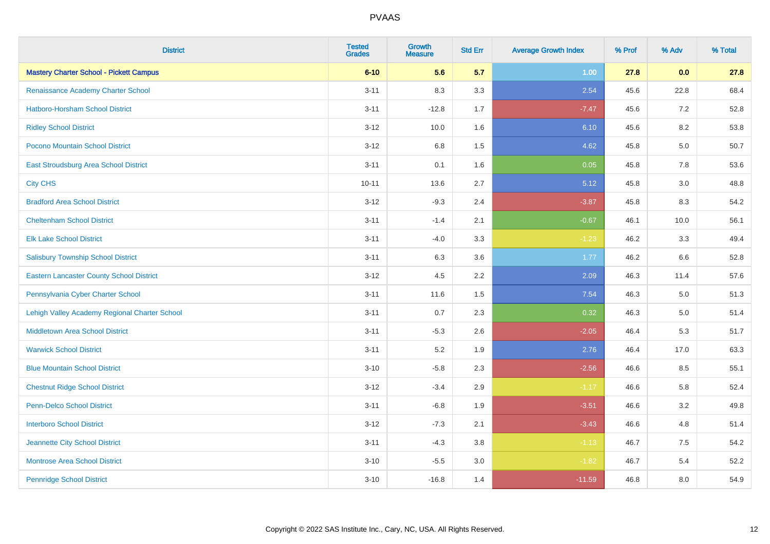| District | Tested Grades | Growth Measure | Std Err | Average Growth Index | % Prof | % Adv | % Total |
|---|---|---|---|---|---|---|---|
| **Mastery Charter School - Pickett Campus** | **6-10** | **5.6** | **5.7** | **1.00** | **27.8** | **0.0** | **27.8** |
| Renaissance Academy Charter School | 3-11 | 8.3 | 3.3 | 2.54 | 45.6 | 22.8 | 68.4 |
| Hatboro-Horsham School District | 3-11 | -12.8 | 1.7 | -7.47 | 45.6 | 7.2 | 52.8 |
| Ridley School District | 3-12 | 10.0 | 1.6 | 6.10 | 45.6 | 8.2 | 53.8 |
| Pocono Mountain School District | 3-12 | 6.8 | 1.5 | 4.62 | 45.8 | 5.0 | 50.7 |
| East Stroudsburg Area School District | 3-11 | 0.1 | 1.6 | 0.05 | 45.8 | 7.8 | 53.6 |
| City CHS | 10-11 | 13.6 | 2.7 | 5.12 | 45.8 | 3.0 | 48.8 |
| Bradford Area School District | 3-12 | -9.3 | 2.4 | -3.87 | 45.8 | 8.3 | 54.2 |
| Cheltenham School District | 3-11 | -1.4 | 2.1 | -0.67 | 46.1 | 10.0 | 56.1 |
| Elk Lake School District | 3-11 | -4.0 | 3.3 | -1.23 | 46.2 | 3.3 | 49.4 |
| Salisbury Township School District | 3-11 | 6.3 | 3.6 | 1.77 | 46.2 | 6.6 | 52.8 |
| Eastern Lancaster County School District | 3-12 | 4.5 | 2.2 | 2.09 | 46.3 | 11.4 | 57.6 |
| Pennsylvania Cyber Charter School | 3-11 | 11.6 | 1.5 | 7.54 | 46.3 | 5.0 | 51.3 |
| Lehigh Valley Academy Regional Charter School | 3-11 | 0.7 | 2.3 | 0.32 | 46.3 | 5.0 | 51.4 |
| Middletown Area School District | 3-11 | -5.3 | 2.6 | -2.05 | 46.4 | 5.3 | 51.7 |
| Warwick School District | 3-11 | 5.2 | 1.9 | 2.76 | 46.4 | 17.0 | 63.3 |
| Blue Mountain School District | 3-10 | -5.8 | 2.3 | -2.56 | 46.6 | 8.5 | 55.1 |
| Chestnut Ridge School District | 3-12 | -3.4 | 2.9 | -1.17 | 46.6 | 5.8 | 52.4 |
| Penn-Delco School District | 3-11 | -6.8 | 1.9 | -3.51 | 46.6 | 3.2 | 49.8 |
| Interboro School District | 3-12 | -7.3 | 2.1 | -3.43 | 46.6 | 4.8 | 51.4 |
| Jeannette City School District | 3-11 | -4.3 | 3.8 | -1.13 | 46.7 | 7.5 | 54.2 |
| Montrose Area School District | 3-10 | -5.5 | 3.0 | -1.82 | 46.7 | 5.4 | 52.2 |
| Pennridge School District | 3-10 | -16.8 | 1.4 | -11.59 | 46.8 | 8.0 | 54.9 |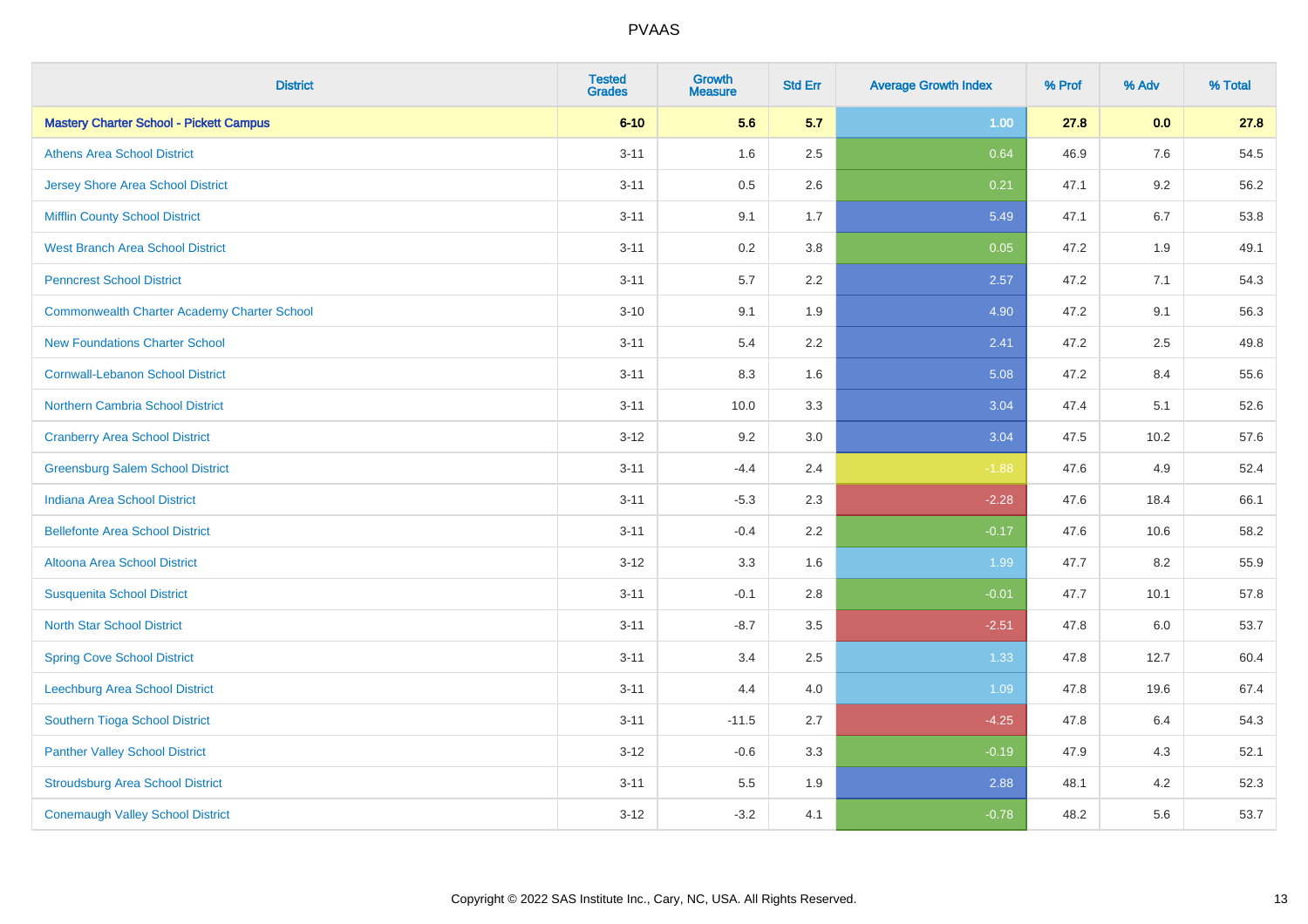# PVAAS

| District | Tested Grades | Growth Measure | Std Err | Average Growth Index | % Prof | % Adv | % Total |
|---|---|---|---|---|---|---|---|
| **Mastery Charter School - Pickett Campus** | **6-10** | **5.6** | **5.7** | **1.00** | **27.8** | **0.0** | **27.8** |
| Athens Area School District | 3-11 | 1.6 | 2.5 | 0.64 | 46.9 | 7.6 | 54.5 |
| Jersey Shore Area School District | 3-11 | 0.5 | 2.6 | 0.21 | 47.1 | 9.2 | 56.2 |
| Mifflin County School District | 3-11 | 9.1 | 1.7 | 5.49 | 47.1 | 6.7 | 53.8 |
| West Branch Area School District | 3-11 | 0.2 | 3.8 | 0.05 | 47.2 | 1.9 | 49.1 |
| Penncrest School District | 3-11 | 5.7 | 2.2 | 2.57 | 47.2 | 7.1 | 54.3 |
| Commonwealth Charter Academy Charter School | 3-10 | 9.1 | 1.9 | 4.90 | 47.2 | 9.1 | 56.3 |
| New Foundations Charter School | 3-11 | 5.4 | 2.2 | 2.41 | 47.2 | 2.5 | 49.8 |
| Cornwall-Lebanon School District | 3-11 | 8.3 | 1.6 | 5.08 | 47.2 | 8.4 | 55.6 |
| Northern Cambria School District | 3-11 | 10.0 | 3.3 | 3.04 | 47.4 | 5.1 | 52.6 |
| Cranberry Area School District | 3-12 | 9.2 | 3.0 | 3.04 | 47.5 | 10.2 | 57.6 |
| Greensburg Salem School District | 3-11 | -4.4 | 2.4 | -1.88 | 47.6 | 4.9 | 52.4 |
| Indiana Area School District | 3-11 | -5.3 | 2.3 | -2.28 | 47.6 | 18.4 | 66.1 |
| Bellefonte Area School District | 3-11 | -0.4 | 2.2 | -0.17 | 47.6 | 10.6 | 58.2 |
| Altoona Area School District | 3-12 | 3.3 | 1.6 | 1.99 | 47.7 | 8.2 | 55.9 |
| Susquenita School District | 3-11 | -0.1 | 2.8 | -0.01 | 47.7 | 10.1 | 57.8 |
| North Star School District | 3-11 | -8.7 | 3.5 | -2.51 | 47.8 | 6.0 | 53.7 |
| Spring Cove School District | 3-11 | 3.4 | 2.5 | 1.33 | 47.8 | 12.7 | 60.4 |
| Leechburg Area School District | 3-11 | 4.4 | 4.0 | 1.09 | 47.8 | 19.6 | 67.4 |
| Southern Tioga School District | 3-11 | -11.5 | 2.7 | -4.25 | 47.8 | 6.4 | 54.3 |
| Panther Valley School District | 3-12 | -0.6 | 3.3 | -0.19 | 47.9 | 4.3 | 52.1 |
| Stroudsburg Area School District | 3-11 | 5.5 | 1.9 | 2.88 | 48.1 | 4.2 | 52.3 |
| Conemaugh Valley School District | 3-12 | -3.2 | 4.1 | -0.78 | 48.2 | 5.6 | 53.7 |

Copyright © 2022 SAS Institute Inc., Cary, NC, USA. All Rights Reserved.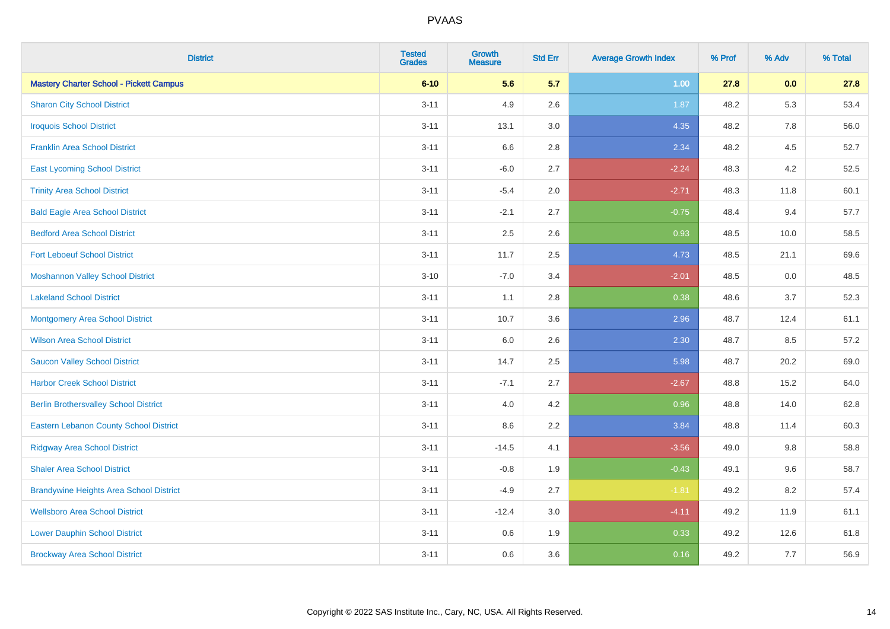| District | Tested Grades | Growth Measure | Std Err | Average Growth Index | % Prof | % Adv | % Total |
|---|---|---|---|---|---|---|---|
| **Mastery Charter School - Pickett Campus** | **6-10** | **5.6** | **5.7** | **1.00** | **27.8** | **0.0** | **27.8** |
| Sharon City School District | 3-11 | 4.9 | 2.6 | 1.87 | 48.2 | 5.3 | 53.4 |
| Iroquois School District | 3-11 | 13.1 | 3.0 | 4.35 | 48.2 | 7.8 | 56.0 |
| Franklin Area School District | 3-11 | 6.6 | 2.8 | 2.34 | 48.2 | 4.5 | 52.7 |
| East Lycoming School District | 3-11 | -6.0 | 2.7 | -2.24 | 48.3 | 4.2 | 52.5 |
| Trinity Area School District | 3-11 | -5.4 | 2.0 | -2.71 | 48.3 | 11.8 | 60.1 |
| Bald Eagle Area School District | 3-11 | -2.1 | 2.7 | -0.75 | 48.4 | 9.4 | 57.7 |
| Bedford Area School District | 3-11 | 2.5 | 2.6 | 0.93 | 48.5 | 10.0 | 58.5 |
| Fort Leboeuf School District | 3-11 | 11.7 | 2.5 | 4.73 | 48.5 | 21.1 | 69.6 |
| Moshannon Valley School District | 3-10 | -7.0 | 3.4 | -2.01 | 48.5 | 0.0 | 48.5 |
| Lakeland School District | 3-11 | 1.1 | 2.8 | 0.38 | 48.6 | 3.7 | 52.3 |
| Montgomery Area School District | 3-11 | 10.7 | 3.6 | 2.96 | 48.7 | 12.4 | 61.1 |
| Wilson Area School District | 3-11 | 6.0 | 2.6 | 2.30 | 48.7 | 8.5 | 57.2 |
| Saucon Valley School District | 3-11 | 14.7 | 2.5 | 5.98 | 48.7 | 20.2 | 69.0 |
| Harbor Creek School District | 3-11 | -7.1 | 2.7 | -2.67 | 48.8 | 15.2 | 64.0 |
| Berlin Brothersvalley School District | 3-11 | 4.0 | 4.2 | 0.96 | 48.8 | 14.0 | 62.8 |
| Eastern Lebanon County School District | 3-11 | 8.6 | 2.2 | 3.84 | 48.8 | 11.4 | 60.3 |
| Ridgway Area School District | 3-11 | -14.5 | 4.1 | -3.56 | 49.0 | 9.8 | 58.8 |
| Shaler Area School District | 3-11 | -0.8 | 1.9 | -0.43 | 49.1 | 9.6 | 58.7 |
| Brandywine Heights Area School District | 3-11 | -4.9 | 2.7 | -1.81 | 49.2 | 8.2 | 57.4 |
| Wellsboro Area School District | 3-11 | -12.4 | 3.0 | -4.11 | 49.2 | 11.9 | 61.1 |
| Lower Dauphin School District | 3-11 | 0.6 | 1.9 | 0.33 | 49.2 | 12.6 | 61.8 |
| Brockway Area School District | 3-11 | 0.6 | 3.6 | 0.16 | 49.2 | 7.7 | 56.9 |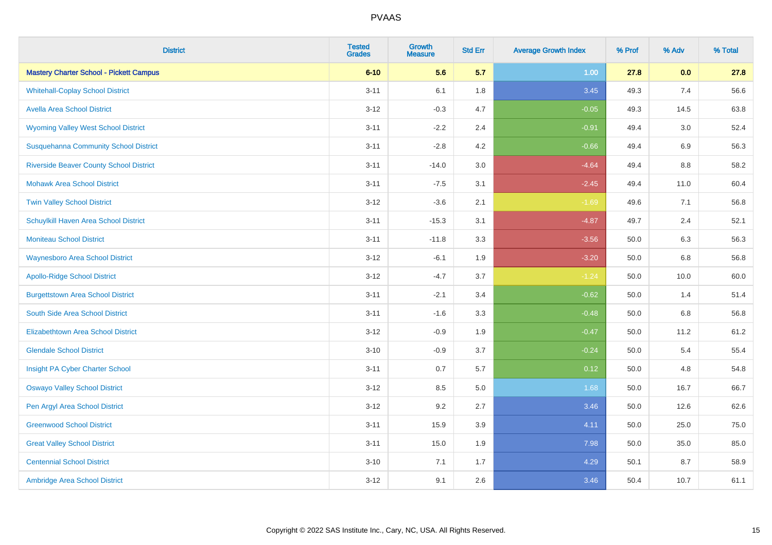| District | Tested Grades | Growth Measure | Std Err | Average Growth Index | % Prof | % Adv | % Total |
|---|---|---|---|---|---|---|---|
| **Mastery Charter School - Pickett Campus** | **6-10** | **5.6** | **5.7** | **1.00** | **27.8** | **0.0** | **27.8** |
| Whitehall-Coplay School District | 3-11 | 6.1 | 1.8 | 3.45 | 49.3 | 7.4 | 56.6 |
| Avella Area School District | 3-12 | -0.3 | 4.7 | -0.05 | 49.3 | 14.5 | 63.8 |
| Wyoming Valley West School District | 3-11 | -2.2 | 2.4 | -0.91 | 49.4 | 3.0 | 52.4 |
| Susquehanna Community School District | 3-11 | -2.8 | 4.2 | -0.66 | 49.4 | 6.9 | 56.3 |
| Riverside Beaver County School District | 3-11 | -14.0 | 3.0 | -4.64 | 49.4 | 8.8 | 58.2 |
| Mohawk Area School District | 3-11 | -7.5 | 3.1 | -2.45 | 49.4 | 11.0 | 60.4 |
| Twin Valley School District | 3-12 | -3.6 | 2.1 | -1.69 | 49.6 | 7.1 | 56.8 |
| Schuylkill Haven Area School District | 3-11 | -15.3 | 3.1 | -4.87 | 49.7 | 2.4 | 52.1 |
| Moniteau School District | 3-11 | -11.8 | 3.3 | -3.56 | 50.0 | 6.3 | 56.3 |
| Waynesboro Area School District | 3-12 | -6.1 | 1.9 | -3.20 | 50.0 | 6.8 | 56.8 |
| Apollo-Ridge School District | 3-12 | -4.7 | 3.7 | -1.24 | 50.0 | 10.0 | 60.0 |
| Burgettstown Area School District | 3-11 | -2.1 | 3.4 | -0.62 | 50.0 | 1.4 | 51.4 |
| South Side Area School District | 3-11 | -1.6 | 3.3 | -0.48 | 50.0 | 6.8 | 56.8 |
| Elizabethtown Area School District | 3-12 | -0.9 | 1.9 | -0.47 | 50.0 | 11.2 | 61.2 |
| Glendale School District | 3-10 | -0.9 | 3.7 | -0.24 | 50.0 | 5.4 | 55.4 |
| Insight PA Cyber Charter School | 3-11 | 0.7 | 5.7 | 0.12 | 50.0 | 4.8 | 54.8 |
| Oswayo Valley School District | 3-12 | 8.5 | 5.0 | 1.68 | 50.0 | 16.7 | 66.7 |
| Pen Argyl Area School District | 3-12 | 9.2 | 2.7 | 3.46 | 50.0 | 12.6 | 62.6 |
| Greenwood School District | 3-11 | 15.9 | 3.9 | 4.11 | 50.0 | 25.0 | 75.0 |
| Great Valley School District | 3-11 | 15.0 | 1.9 | 7.98 | 50.0 | 35.0 | 85.0 |
| Centennial School District | 3-10 | 7.1 | 1.7 | 4.29 | 50.1 | 8.7 | 58.9 |
| Ambridge Area School District | 3-12 | 9.1 | 2.6 | 3.46 | 50.4 | 10.7 | 61.1 |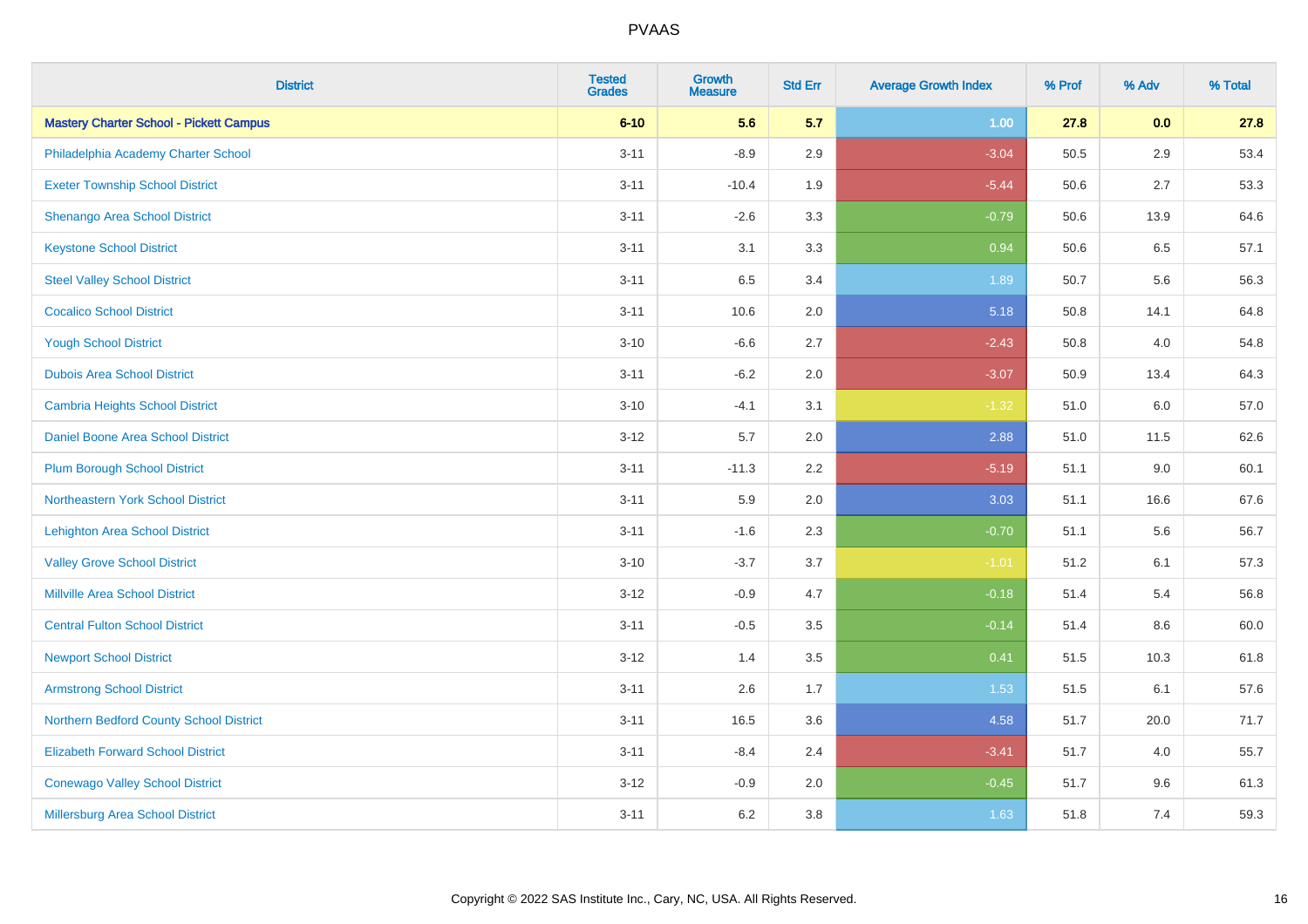| District | Tested Grades | Growth Measure | Std Err | Average Growth Index | % Prof | % Adv | % Total |
|---|---|---|---|---|---|---|---|
| **Mastery Charter School - Pickett Campus** | **6-10** | **5.6** | **5.7** | **1.00** | **27.8** | **0.0** | **27.8** |
| Philadelphia Academy Charter School | 3-11 | -8.9 | 2.9 | -3.04 | 50.5 | 2.9 | 53.4 |
| Exeter Township School District | 3-11 | -10.4 | 1.9 | -5.44 | 50.6 | 2.7 | 53.3 |
| Shenango Area School District | 3-11 | -2.6 | 3.3 | -0.79 | 50.6 | 13.9 | 64.6 |
| Keystone School District | 3-11 | 3.1 | 3.3 | 0.94 | 50.6 | 6.5 | 57.1 |
| Steel Valley School District | 3-11 | 6.5 | 3.4 | 1.89 | 50.7 | 5.6 | 56.3 |
| Cocalico School District | 3-11 | 10.6 | 2.0 | 5.18 | 50.8 | 14.1 | 64.8 |
| Yough School District | 3-10 | -6.6 | 2.7 | -2.43 | 50.8 | 4.0 | 54.8 |
| Dubois Area School District | 3-11 | -6.2 | 2.0 | -3.07 | 50.9 | 13.4 | 64.3 |
| Cambria Heights School District | 3-10 | -4.1 | 3.1 | -1.32 | 51.0 | 6.0 | 57.0 |
| Daniel Boone Area School District | 3-12 | 5.7 | 2.0 | 2.88 | 51.0 | 11.5 | 62.6 |
| Plum Borough School District | 3-11 | -11.3 | 2.2 | -5.19 | 51.1 | 9.0 | 60.1 |
| Northeastern York School District | 3-11 | 5.9 | 2.0 | 3.03 | 51.1 | 16.6 | 67.6 |
| Lehighton Area School District | 3-11 | -1.6 | 2.3 | -0.70 | 51.1 | 5.6 | 56.7 |
| Valley Grove School District | 3-10 | -3.7 | 3.7 | -1.01 | 51.2 | 6.1 | 57.3 |
| Millville Area School District | 3-12 | -0.9 | 4.7 | -0.18 | 51.4 | 5.4 | 56.8 |
| Central Fulton School District | 3-11 | -0.5 | 3.5 | -0.14 | 51.4 | 8.6 | 60.0 |
| Newport School District | 3-12 | 1.4 | 3.5 | 0.41 | 51.5 | 10.3 | 61.8 |
| Armstrong School District | 3-11 | 2.6 | 1.7 | 1.53 | 51.5 | 6.1 | 57.6 |
| Northern Bedford County School District | 3-11 | 16.5 | 3.6 | 4.58 | 51.7 | 20.0 | 71.7 |
| Elizabeth Forward School District | 3-11 | -8.4 | 2.4 | -3.41 | 51.7 | 4.0 | 55.7 |
| Conewago Valley School District | 3-12 | -0.9 | 2.0 | -0.45 | 51.7 | 9.6 | 61.3 |
| Millersburg Area School District | 3-11 | 6.2 | 3.8 | 1.63 | 51.8 | 7.4 | 59.3 |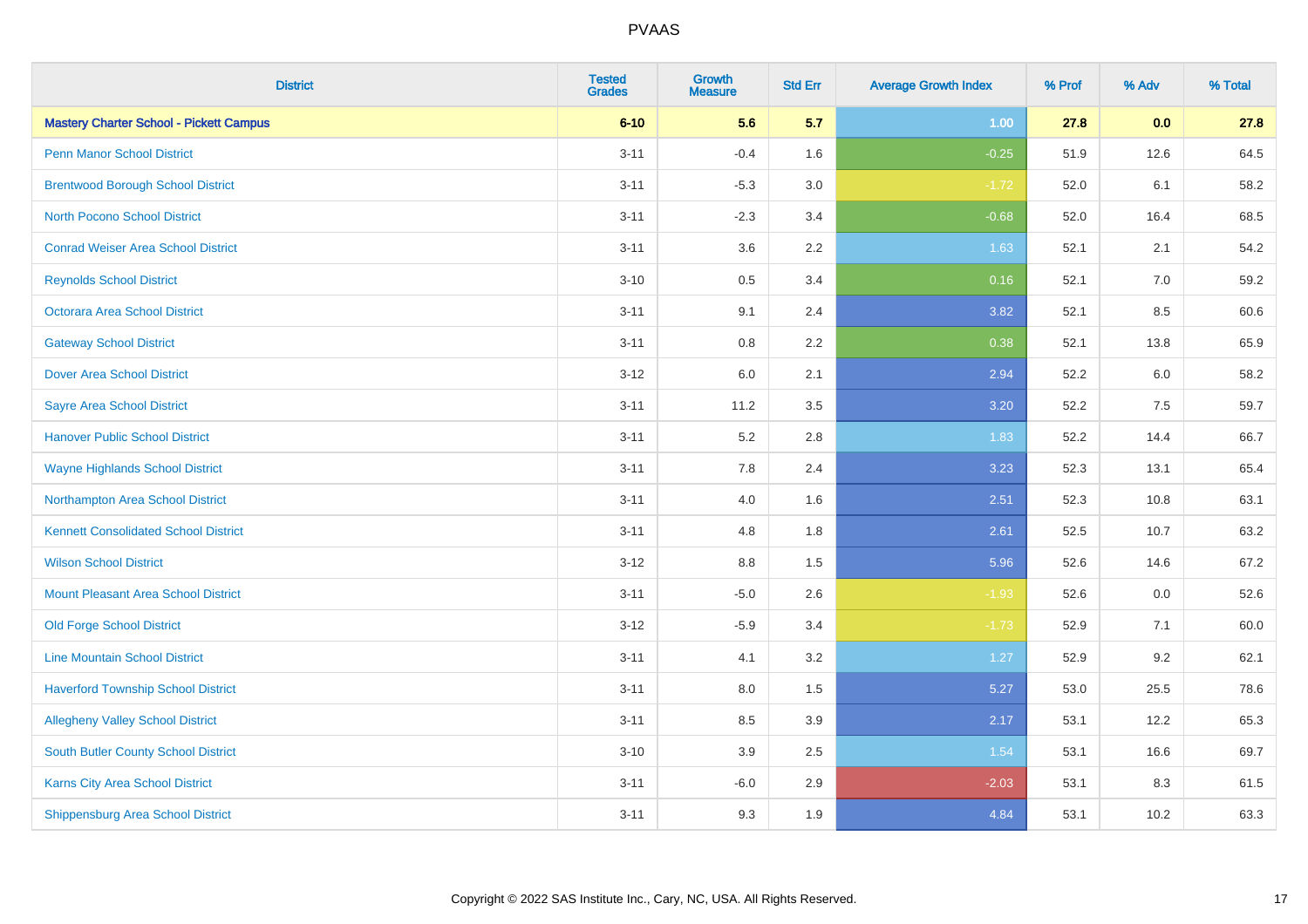# PVAAS

| District | Tested Grades | Growth Measure | Std Err | Average Growth Index | % Prof | % Adv | % Total |
|---|---|---|---|---|---|---|---|
| **Mastery Charter School - Pickett Campus** | **6-10** | **5.6** | **5.7** | **1.00** | **27.8** | **0.0** | **27.8** |
| Penn Manor School District | 3-11 | -0.4 | 1.6 | -0.25 | 51.9 | 12.6 | 64.5 |
| Brentwood Borough School District | 3-11 | -5.3 | 3.0 | -1.72 | 52.0 | 6.1 | 58.2 |
| North Pocono School District | 3-11 | -2.3 | 3.4 | -0.68 | 52.0 | 16.4 | 68.5 |
| Conrad Weiser Area School District | 3-11 | 3.6 | 2.2 | 1.63 | 52.1 | 2.1 | 54.2 |
| Reynolds School District | 3-10 | 0.5 | 3.4 | 0.16 | 52.1 | 7.0 | 59.2 |
| Octorara Area School District | 3-11 | 9.1 | 2.4 | 3.82 | 52.1 | 8.5 | 60.6 |
| Gateway School District | 3-11 | 0.8 | 2.2 | 0.38 | 52.1 | 13.8 | 65.9 |
| Dover Area School District | 3-12 | 6.0 | 2.1 | 2.94 | 52.2 | 6.0 | 58.2 |
| Sayre Area School District | 3-11 | 11.2 | 3.5 | 3.20 | 52.2 | 7.5 | 59.7 |
| Hanover Public School District | 3-11 | 5.2 | 2.8 | 1.83 | 52.2 | 14.4 | 66.7 |
| Wayne Highlands School District | 3-11 | 7.8 | 2.4 | 3.23 | 52.3 | 13.1 | 65.4 |
| Northampton Area School District | 3-11 | 4.0 | 1.6 | 2.51 | 52.3 | 10.8 | 63.1 |
| Kennett Consolidated School District | 3-11 | 4.8 | 1.8 | 2.61 | 52.5 | 10.7 | 63.2 |
| Wilson School District | 3-12 | 8.8 | 1.5 | 5.96 | 52.6 | 14.6 | 67.2 |
| Mount Pleasant Area School District | 3-11 | -5.0 | 2.6 | -1.93 | 52.6 | 0.0 | 52.6 |
| Old Forge School District | 3-12 | -5.9 | 3.4 | -1.73 | 52.9 | 7.1 | 60.0 |
| Line Mountain School District | 3-11 | 4.1 | 3.2 | 1.27 | 52.9 | 9.2 | 62.1 |
| Haverford Township School District | 3-11 | 8.0 | 1.5 | 5.27 | 53.0 | 25.5 | 78.6 |
| Allegheny Valley School District | 3-11 | 8.5 | 3.9 | 2.17 | 53.1 | 12.2 | 65.3 |
| South Butler County School District | 3-10 | 3.9 | 2.5 | 1.54 | 53.1 | 16.6 | 69.7 |
| Karns City Area School District | 3-11 | -6.0 | 2.9 | -2.03 | 53.1 | 8.3 | 61.5 |
| Shippensburg Area School District | 3-11 | 9.3 | 1.9 | 4.84 | 53.1 | 10.2 | 63.3 |

Copyright © 2022 SAS Institute Inc., Cary, NC, USA. All Rights Reserved.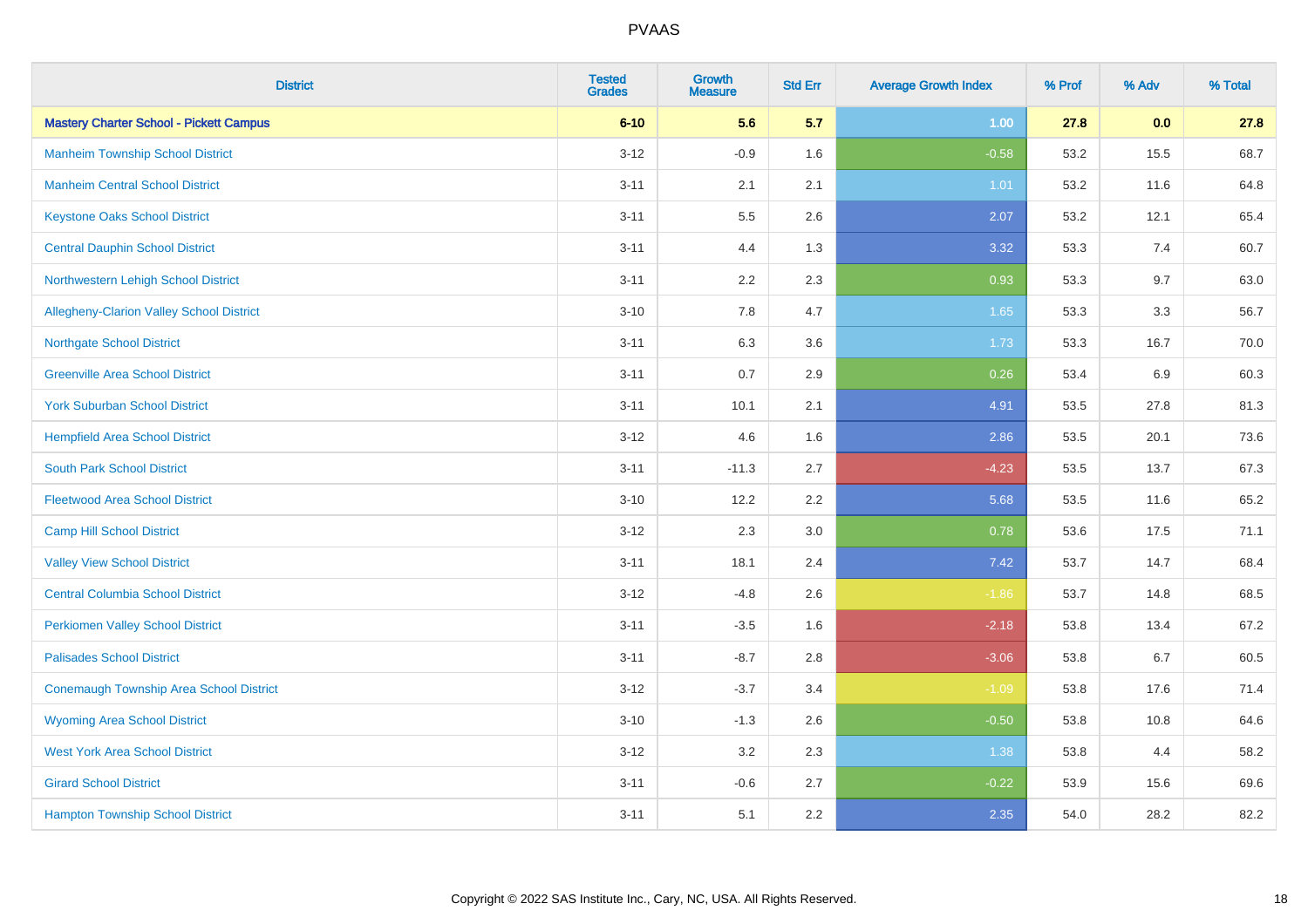PVAAS

| District | Tested Grades | Growth Measure | Std Err | Average Growth Index | % Prof | % Adv | % Total |
|---|---|---|---|---|---|---|---|
| **Mastery Charter School - Pickett Campus** | **6-10** | **5.6** | **5.7** | **1.00** | **27.8** | **0.0** | **27.8** |
| Manheim Township School District | 3-12 | -0.9 | 1.6 | -0.58 | 53.2 | 15.5 | 68.7 |
| Manheim Central School District | 3-11 | 2.1 | 2.1 | 1.01 | 53.2 | 11.6 | 64.8 |
| Keystone Oaks School District | 3-11 | 5.5 | 2.6 | 2.07 | 53.2 | 12.1 | 65.4 |
| Central Dauphin School District | 3-11 | 4.4 | 1.3 | 3.32 | 53.3 | 7.4 | 60.7 |
| Northwestern Lehigh School District | 3-11 | 2.2 | 2.3 | 0.93 | 53.3 | 9.7 | 63.0 |
| Allegheny-Clarion Valley School District | 3-10 | 7.8 | 4.7 | 1.65 | 53.3 | 3.3 | 56.7 |
| Northgate School District | 3-11 | 6.3 | 3.6 | 1.73 | 53.3 | 16.7 | 70.0 |
| Greenville Area School District | 3-11 | 0.7 | 2.9 | 0.26 | 53.4 | 6.9 | 60.3 |
| York Suburban School District | 3-11 | 10.1 | 2.1 | 4.91 | 53.5 | 27.8 | 81.3 |
| Hempfield Area School District | 3-12 | 4.6 | 1.6 | 2.86 | 53.5 | 20.1 | 73.6 |
| South Park School District | 3-11 | -11.3 | 2.7 | -4.23 | 53.5 | 13.7 | 67.3 |
| Fleetwood Area School District | 3-10 | 12.2 | 2.2 | 5.68 | 53.5 | 11.6 | 65.2 |
| Camp Hill School District | 3-12 | 2.3 | 3.0 | 0.78 | 53.6 | 17.5 | 71.1 |
| Valley View School District | 3-11 | 18.1 | 2.4 | 7.42 | 53.7 | 14.7 | 68.4 |
| Central Columbia School District | 3-12 | -4.8 | 2.6 | -1.86 | 53.7 | 14.8 | 68.5 |
| Perkiomen Valley School District | 3-11 | -3.5 | 1.6 | -2.18 | 53.8 | 13.4 | 67.2 |
| Palisades School District | 3-11 | -8.7 | 2.8 | -3.06 | 53.8 | 6.7 | 60.5 |
| Conemaugh Township Area School District | 3-12 | -3.7 | 3.4 | -1.09 | 53.8 | 17.6 | 71.4 |
| Wyoming Area School District | 3-10 | -1.3 | 2.6 | -0.50 | 53.8 | 10.8 | 64.6 |
| West York Area School District | 3-12 | 3.2 | 2.3 | 1.38 | 53.8 | 4.4 | 58.2 |
| Girard School District | 3-11 | -0.6 | 2.7 | -0.22 | 53.9 | 15.6 | 69.6 |
| Hampton Township School District | 3-11 | 5.1 | 2.2 | 2.35 | 54.0 | 28.2 | 82.2 |

Copyright © 2022 SAS Institute Inc., Cary, NC, USA. All Rights Reserved.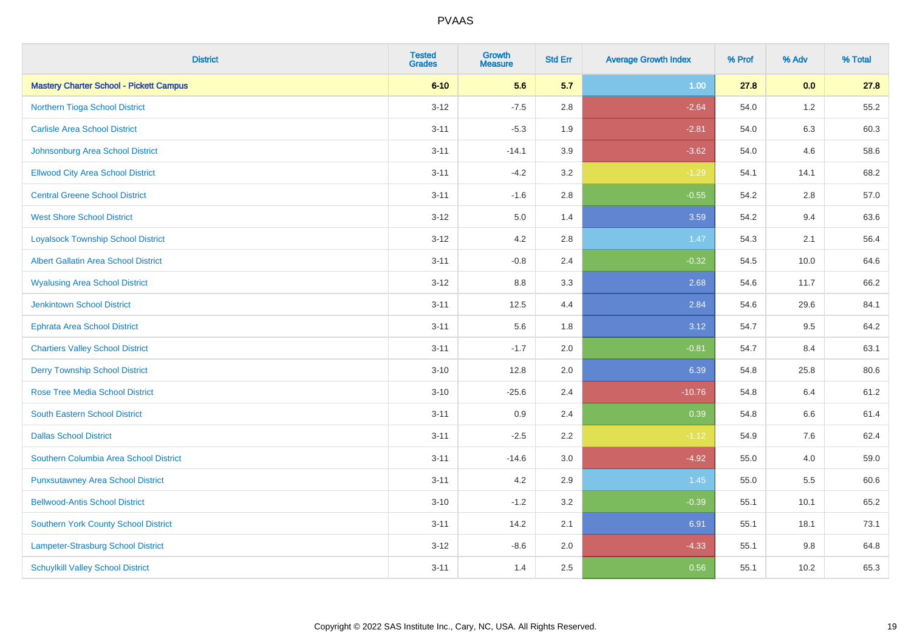PVAAS

| District | Tested Grades | Growth Measure | Std Err | Average Growth Index | % Prof | % Adv | % Total |
|---|---|---|---|---|---|---|---|
| **Mastery Charter School - Pickett Campus** | **6-10** | **5.6** | **5.7** | **1.00** | **27.8** | **0.0** | **27.8** |
| Northern Tioga School District | 3-12 | -7.5 | 2.8 | -2.64 | 54.0 | 1.2 | 55.2 |
| Carlisle Area School District | 3-11 | -5.3 | 1.9 | -2.81 | 54.0 | 6.3 | 60.3 |
| Johnsonburg Area School District | 3-11 | -14.1 | 3.9 | -3.62 | 54.0 | 4.6 | 58.6 |
| Ellwood City Area School District | 3-11 | -4.2 | 3.2 | -1.29 | 54.1 | 14.1 | 68.2 |
| Central Greene School District | 3-11 | -1.6 | 2.8 | -0.55 | 54.2 | 2.8 | 57.0 |
| West Shore School District | 3-12 | 5.0 | 1.4 | 3.59 | 54.2 | 9.4 | 63.6 |
| Loyalsock Township School District | 3-12 | 4.2 | 2.8 | 1.47 | 54.3 | 2.1 | 56.4 |
| Albert Gallatin Area School District | 3-11 | -0.8 | 2.4 | -0.32 | 54.5 | 10.0 | 64.6 |
| Wyalusing Area School District | 3-12 | 8.8 | 3.3 | 2.68 | 54.6 | 11.7 | 66.2 |
| Jenkintown School District | 3-11 | 12.5 | 4.4 | 2.84 | 54.6 | 29.6 | 84.1 |
| Ephrata Area School District | 3-11 | 5.6 | 1.8 | 3.12 | 54.7 | 9.5 | 64.2 |
| Chartiers Valley School District | 3-11 | -1.7 | 2.0 | -0.81 | 54.7 | 8.4 | 63.1 |
| Derry Township School District | 3-10 | 12.8 | 2.0 | 6.39 | 54.8 | 25.8 | 80.6 |
| Rose Tree Media School District | 3-10 | -25.6 | 2.4 | -10.76 | 54.8 | 6.4 | 61.2 |
| South Eastern School District | 3-11 | 0.9 | 2.4 | 0.39 | 54.8 | 6.6 | 61.4 |
| Dallas School District | 3-11 | -2.5 | 2.2 | -1.12 | 54.9 | 7.6 | 62.4 |
| Southern Columbia Area School District | 3-11 | -14.6 | 3.0 | -4.92 | 55.0 | 4.0 | 59.0 |
| Punxsutawney Area School District | 3-11 | 4.2 | 2.9 | 1.45 | 55.0 | 5.5 | 60.6 |
| Bellwood-Antis School District | 3-10 | -1.2 | 3.2 | -0.39 | 55.1 | 10.1 | 65.2 |
| Southern York County School District | 3-11 | 14.2 | 2.1 | 6.91 | 55.1 | 18.1 | 73.1 |
| Lampeter-Strasburg School District | 3-12 | -8.6 | 2.0 | -4.33 | 55.1 | 9.8 | 64.8 |
| Schuylkill Valley School District | 3-11 | 1.4 | 2.5 | 0.56 | 55.1 | 10.2 | 65.3 |

Copyright © 2022 SAS Institute Inc., Cary, NC, USA. All Rights Reserved.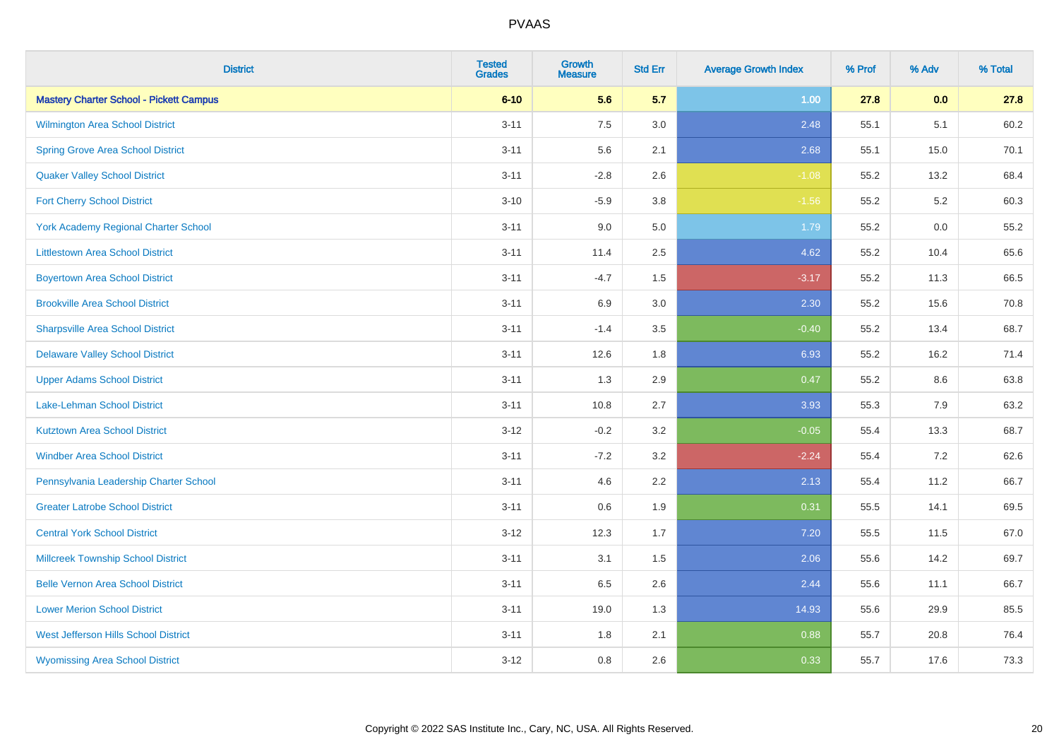| District | Tested Grades | Growth Measure | Std Err | Average Growth Index | % Prof | % Adv | % Total |
|---|---|---|---|---|---|---|---|
| **Mastery Charter School - Pickett Campus** | **6-10** | **5.6** | **5.7** | **1.00** | **27.8** | **0.0** | **27.8** |
| Wilmington Area School District | 3-11 | 7.5 | 3.0 | 2.48 | 55.1 | 5.1 | 60.2 |
| Spring Grove Area School District | 3-11 | 5.6 | 2.1 | 2.68 | 55.1 | 15.0 | 70.1 |
| Quaker Valley School District | 3-11 | -2.8 | 2.6 | -1.08 | 55.2 | 13.2 | 68.4 |
| Fort Cherry School District | 3-10 | -5.9 | 3.8 | -1.56 | 55.2 | 5.2 | 60.3 |
| York Academy Regional Charter School | 3-11 | 9.0 | 5.0 | 1.79 | 55.2 | 0.0 | 55.2 |
| Littlestown Area School District | 3-11 | 11.4 | 2.5 | 4.62 | 55.2 | 10.4 | 65.6 |
| Boyertown Area School District | 3-11 | -4.7 | 1.5 | -3.17 | 55.2 | 11.3 | 66.5 |
| Brookville Area School District | 3-11 | 6.9 | 3.0 | 2.30 | 55.2 | 15.6 | 70.8 |
| Sharpsville Area School District | 3-11 | -1.4 | 3.5 | -0.40 | 55.2 | 13.4 | 68.7 |
| Delaware Valley School District | 3-11 | 12.6 | 1.8 | 6.93 | 55.2 | 16.2 | 71.4 |
| Upper Adams School District | 3-11 | 1.3 | 2.9 | 0.47 | 55.2 | 8.6 | 63.8 |
| Lake-Lehman School District | 3-11 | 10.8 | 2.7 | 3.93 | 55.3 | 7.9 | 63.2 |
| Kutztown Area School District | 3-12 | -0.2 | 3.2 | -0.05 | 55.4 | 13.3 | 68.7 |
| Windber Area School District | 3-11 | -7.2 | 3.2 | -2.24 | 55.4 | 7.2 | 62.6 |
| Pennsylvania Leadership Charter School | 3-11 | 4.6 | 2.2 | 2.13 | 55.4 | 11.2 | 66.7 |
| Greater Latrobe School District | 3-11 | 0.6 | 1.9 | 0.31 | 55.5 | 14.1 | 69.5 |
| Central York School District | 3-12 | 12.3 | 1.7 | 7.20 | 55.5 | 11.5 | 67.0 |
| Millcreek Township School District | 3-11 | 3.1 | 1.5 | 2.06 | 55.6 | 14.2 | 69.7 |
| Belle Vernon Area School District | 3-11 | 6.5 | 2.6 | 2.44 | 55.6 | 11.1 | 66.7 |
| Lower Merion School District | 3-11 | 19.0 | 1.3 | 14.93 | 55.6 | 29.9 | 85.5 |
| West Jefferson Hills School District | 3-11 | 1.8 | 2.1 | 0.88 | 55.7 | 20.8 | 76.4 |
| Wyomissing Area School District | 3-12 | 0.8 | 2.6 | 0.33 | 55.7 | 17.6 | 73.3 |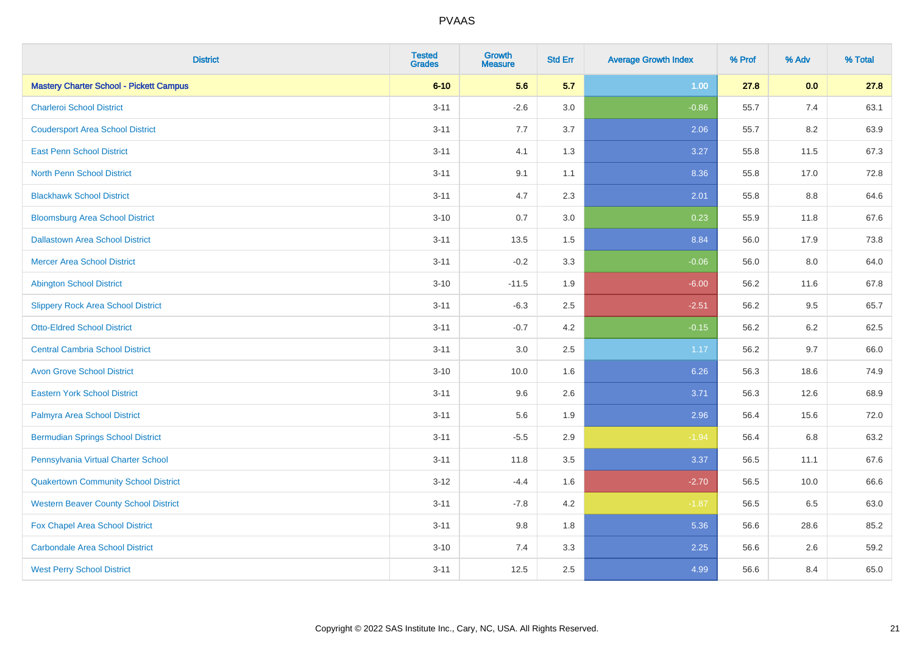# PVAAS

| District | Tested Grades | Growth Measure | Std Err | Average Growth Index | % Prof | % Adv | % Total |
|---|---|---|---|---|---|---|---|
| **Mastery Charter School - Pickett Campus** | **6-10** | **5.6** | **5.7** | **1.00** | **27.8** | **0.0** | **27.8** |
| Charleroi School District | 3-11 | -2.6 | 3.0 | -0.86 | 55.7 | 7.4 | 63.1 |
| Coudersport Area School District | 3-11 | 7.7 | 3.7 | 2.06 | 55.7 | 8.2 | 63.9 |
| East Penn School District | 3-11 | 4.1 | 1.3 | 3.27 | 55.8 | 11.5 | 67.3 |
| North Penn School District | 3-11 | 9.1 | 1.1 | 8.36 | 55.8 | 17.0 | 72.8 |
| Blackhawk School District | 3-11 | 4.7 | 2.3 | 2.01 | 55.8 | 8.8 | 64.6 |
| Bloomsburg Area School District | 3-10 | 0.7 | 3.0 | 0.23 | 55.9 | 11.8 | 67.6 |
| Dallastown Area School District | 3-11 | 13.5 | 1.5 | 8.84 | 56.0 | 17.9 | 73.8 |
| Mercer Area School District | 3-11 | -0.2 | 3.3 | -0.06 | 56.0 | 8.0 | 64.0 |
| Abington School District | 3-10 | -11.5 | 1.9 | -6.00 | 56.2 | 11.6 | 67.8 |
| Slippery Rock Area School District | 3-11 | -6.3 | 2.5 | -2.51 | 56.2 | 9.5 | 65.7 |
| Otto-Eldred School District | 3-11 | -0.7 | 4.2 | -0.15 | 56.2 | 6.2 | 62.5 |
| Central Cambria School District | 3-11 | 3.0 | 2.5 | 1.17 | 56.2 | 9.7 | 66.0 |
| Avon Grove School District | 3-10 | 10.0 | 1.6 | 6.26 | 56.3 | 18.6 | 74.9 |
| Eastern York School District | 3-11 | 9.6 | 2.6 | 3.71 | 56.3 | 12.6 | 68.9 |
| Palmyra Area School District | 3-11 | 5.6 | 1.9 | 2.96 | 56.4 | 15.6 | 72.0 |
| Bermudian Springs School District | 3-11 | -5.5 | 2.9 | -1.94 | 56.4 | 6.8 | 63.2 |
| Pennsylvania Virtual Charter School | 3-11 | 11.8 | 3.5 | 3.37 | 56.5 | 11.1 | 67.6 |
| Quakertown Community School District | 3-12 | -4.4 | 1.6 | -2.70 | 56.5 | 10.0 | 66.6 |
| Western Beaver County School District | 3-11 | -7.8 | 4.2 | -1.87 | 56.5 | 6.5 | 63.0 |
| Fox Chapel Area School District | 3-11 | 9.8 | 1.8 | 5.36 | 56.6 | 28.6 | 85.2 |
| Carbondale Area School District | 3-10 | 7.4 | 3.3 | 2.25 | 56.6 | 2.6 | 59.2 |
| West Perry School District | 3-11 | 12.5 | 2.5 | 4.99 | 56.6 | 8.4 | 65.0 |

Copyright © 2022 SAS Institute Inc., Cary, NC, USA. All Rights Reserved.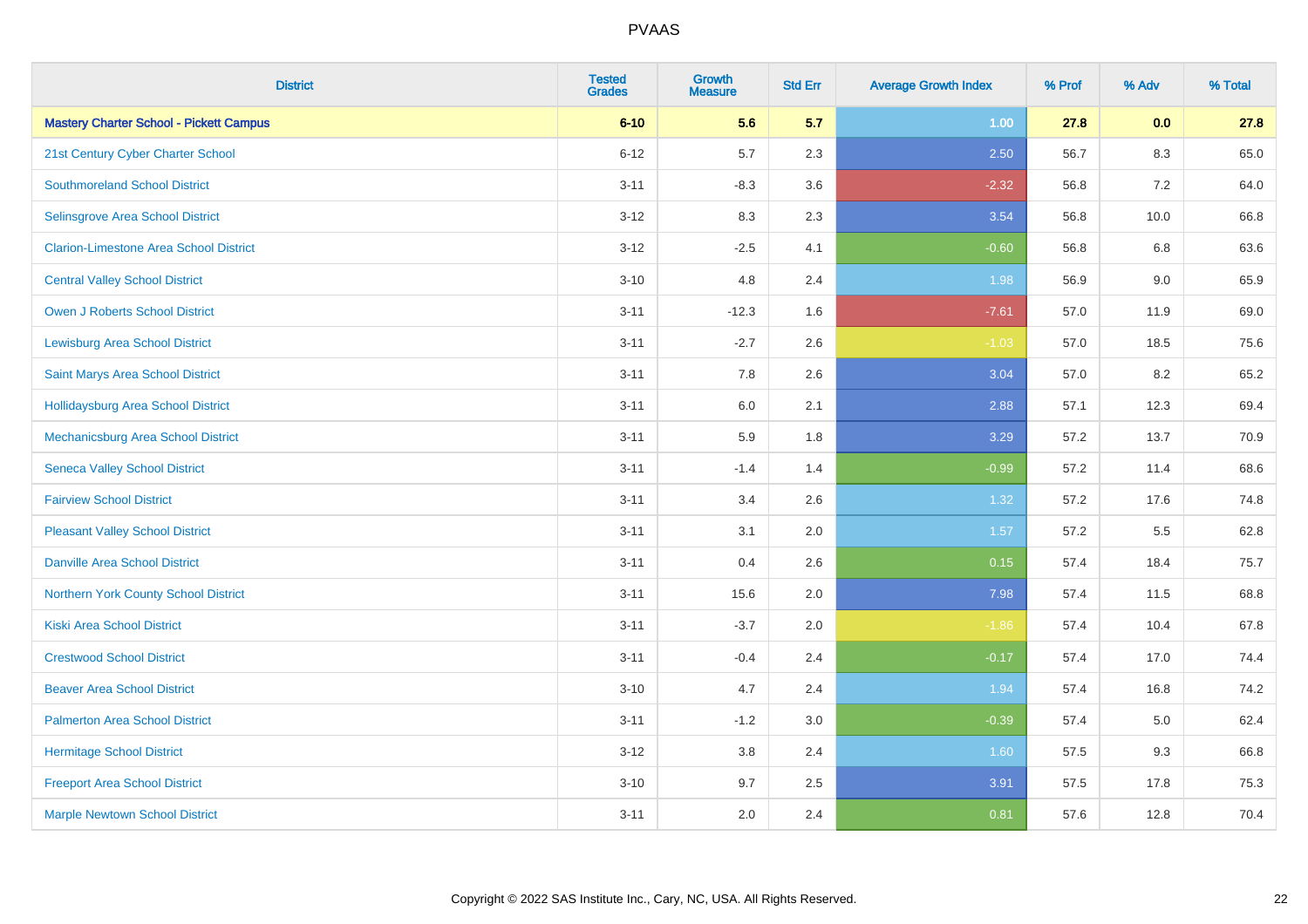| District | Tested Grades | Growth Measure | Std Err | Average Growth Index | % Prof | % Adv | % Total |
|---|---|---|---|---|---|---|---|
| **Mastery Charter School - Pickett Campus** | **6-10** | **5.6** | **5.7** | **1.00** | **27.8** | **0.0** | **27.8** |
| 21st Century Cyber Charter School | 6-12 | 5.7 | 2.3 | 2.50 | 56.7 | 8.3 | 65.0 |
| Southmoreland School District | 3-11 | -8.3 | 3.6 | -2.32 | 56.8 | 7.2 | 64.0 |
| Selinsgrove Area School District | 3-12 | 8.3 | 2.3 | 3.54 | 56.8 | 10.0 | 66.8 |
| Clarion-Limestone Area School District | 3-12 | -2.5 | 4.1 | -0.60 | 56.8 | 6.8 | 63.6 |
| Central Valley School District | 3-10 | 4.8 | 2.4 | 1.98 | 56.9 | 9.0 | 65.9 |
| Owen J Roberts School District | 3-11 | -12.3 | 1.6 | -7.61 | 57.0 | 11.9 | 69.0 |
| Lewisburg Area School District | 3-11 | -2.7 | 2.6 | -1.03 | 57.0 | 18.5 | 75.6 |
| Saint Marys Area School District | 3-11 | 7.8 | 2.6 | 3.04 | 57.0 | 8.2 | 65.2 |
| Hollidaysburg Area School District | 3-11 | 6.0 | 2.1 | 2.88 | 57.1 | 12.3 | 69.4 |
| Mechanicsburg Area School District | 3-11 | 5.9 | 1.8 | 3.29 | 57.2 | 13.7 | 70.9 |
| Seneca Valley School District | 3-11 | -1.4 | 1.4 | -0.99 | 57.2 | 11.4 | 68.6 |
| Fairview School District | 3-11 | 3.4 | 2.6 | 1.32 | 57.2 | 17.6 | 74.8 |
| Pleasant Valley School District | 3-11 | 3.1 | 2.0 | 1.57 | 57.2 | 5.5 | 62.8 |
| Danville Area School District | 3-11 | 0.4 | 2.6 | 0.15 | 57.4 | 18.4 | 75.7 |
| Northern York County School District | 3-11 | 15.6 | 2.0 | 7.98 | 57.4 | 11.5 | 68.8 |
| Kiski Area School District | 3-11 | -3.7 | 2.0 | -1.86 | 57.4 | 10.4 | 67.8 |
| Crestwood School District | 3-11 | -0.4 | 2.4 | -0.17 | 57.4 | 17.0 | 74.4 |
| Beaver Area School District | 3-10 | 4.7 | 2.4 | 1.94 | 57.4 | 16.8 | 74.2 |
| Palmerton Area School District | 3-11 | -1.2 | 3.0 | -0.39 | 57.4 | 5.0 | 62.4 |
| Hermitage School District | 3-12 | 3.8 | 2.4 | 1.60 | 57.5 | 9.3 | 66.8 |
| Freeport Area School District | 3-10 | 9.7 | 2.5 | 3.91 | 57.5 | 17.8 | 75.3 |
| Marple Newtown School District | 3-11 | 2.0 | 2.4 | 0.81 | 57.6 | 12.8 | 70.4 |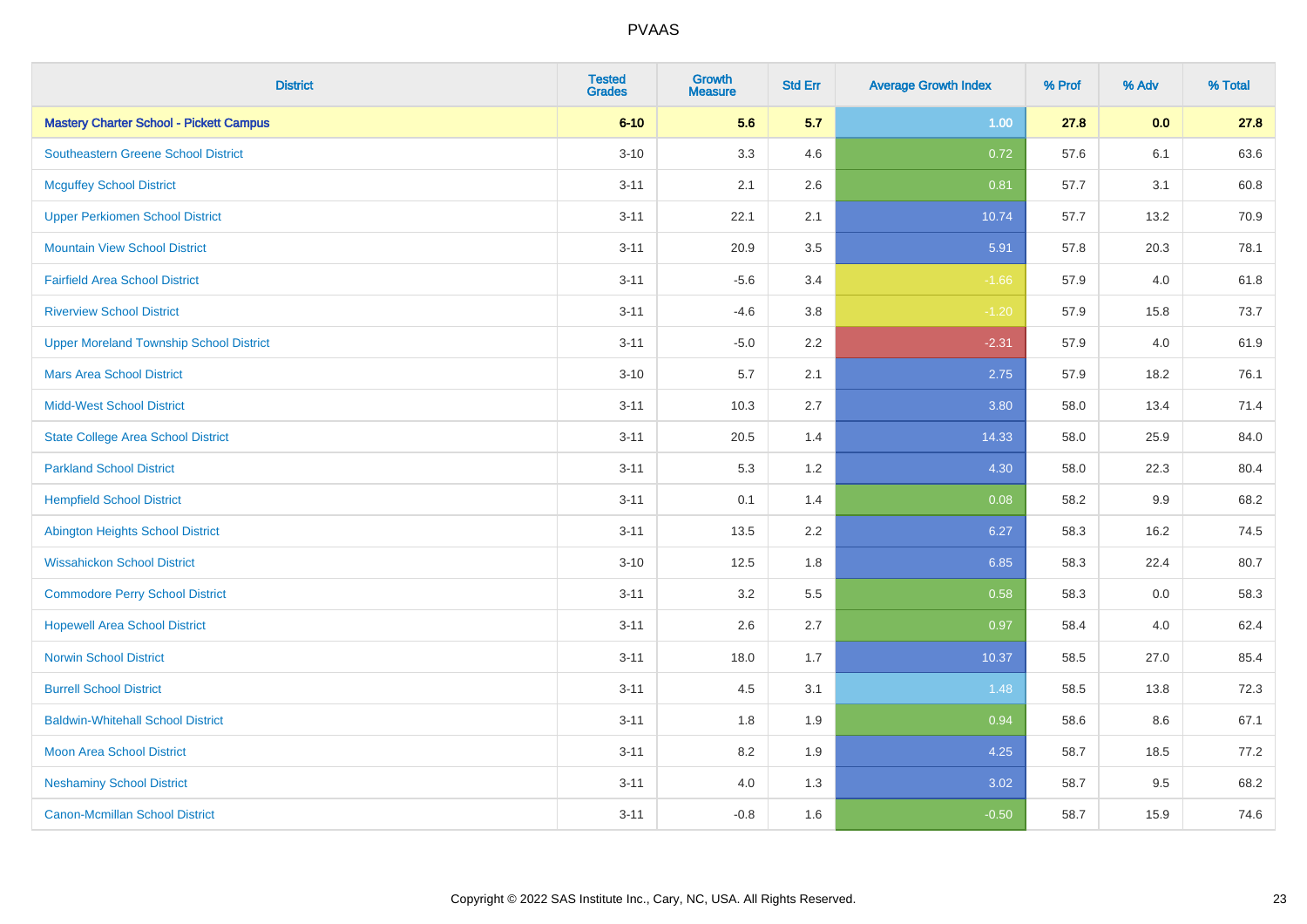| District | Tested Grades | Growth Measure | Std Err | Average Growth Index | % Prof | % Adv | % Total |
|---|---|---|---|---|---|---|---|
| **Mastery Charter School - Pickett Campus** | **6-10** | **5.6** | **5.7** | **1.00** | **27.8** | **0.0** | **27.8** |
| Southeastern Greene School District | 3-10 | 3.3 | 4.6 | 0.72 | 57.6 | 6.1 | 63.6 |
| Mcguffey School District | 3-11 | 2.1 | 2.6 | 0.81 | 57.7 | 3.1 | 60.8 |
| Upper Perkiomen School District | 3-11 | 22.1 | 2.1 | 10.74 | 57.7 | 13.2 | 70.9 |
| Mountain View School District | 3-11 | 20.9 | 3.5 | 5.91 | 57.8 | 20.3 | 78.1 |
| Fairfield Area School District | 3-11 | -5.6 | 3.4 | -1.66 | 57.9 | 4.0 | 61.8 |
| Riverview School District | 3-11 | -4.6 | 3.8 | -1.20 | 57.9 | 15.8 | 73.7 |
| Upper Moreland Township School District | 3-11 | -5.0 | 2.2 | -2.31 | 57.9 | 4.0 | 61.9 |
| Mars Area School District | 3-10 | 5.7 | 2.1 | 2.75 | 57.9 | 18.2 | 76.1 |
| Midd-West School District | 3-11 | 10.3 | 2.7 | 3.80 | 58.0 | 13.4 | 71.4 |
| State College Area School District | 3-11 | 20.5 | 1.4 | 14.33 | 58.0 | 25.9 | 84.0 |
| Parkland School District | 3-11 | 5.3 | 1.2 | 4.30 | 58.0 | 22.3 | 80.4 |
| Hempfield School District | 3-11 | 0.1 | 1.4 | 0.08 | 58.2 | 9.9 | 68.2 |
| Abington Heights School District | 3-11 | 13.5 | 2.2 | 6.27 | 58.3 | 16.2 | 74.5 |
| Wissahickon School District | 3-10 | 12.5 | 1.8 | 6.85 | 58.3 | 22.4 | 80.7 |
| Commodore Perry School District | 3-11 | 3.2 | 5.5 | 0.58 | 58.3 | 0.0 | 58.3 |
| Hopewell Area School District | 3-11 | 2.6 | 2.7 | 0.97 | 58.4 | 4.0 | 62.4 |
| Norwin School District | 3-11 | 18.0 | 1.7 | 10.37 | 58.5 | 27.0 | 85.4 |
| Burrell School District | 3-11 | 4.5 | 3.1 | 1.48 | 58.5 | 13.8 | 72.3 |
| Baldwin-Whitehall School District | 3-11 | 1.8 | 1.9 | 0.94 | 58.6 | 8.6 | 67.1 |
| Moon Area School District | 3-11 | 8.2 | 1.9 | 4.25 | 58.7 | 18.5 | 77.2 |
| Neshaminy School District | 3-11 | 4.0 | 1.3 | 3.02 | 58.7 | 9.5 | 68.2 |
| Canon-Mcmillan School District | 3-11 | -0.8 | 1.6 | -0.50 | 58.7 | 15.9 | 74.6 |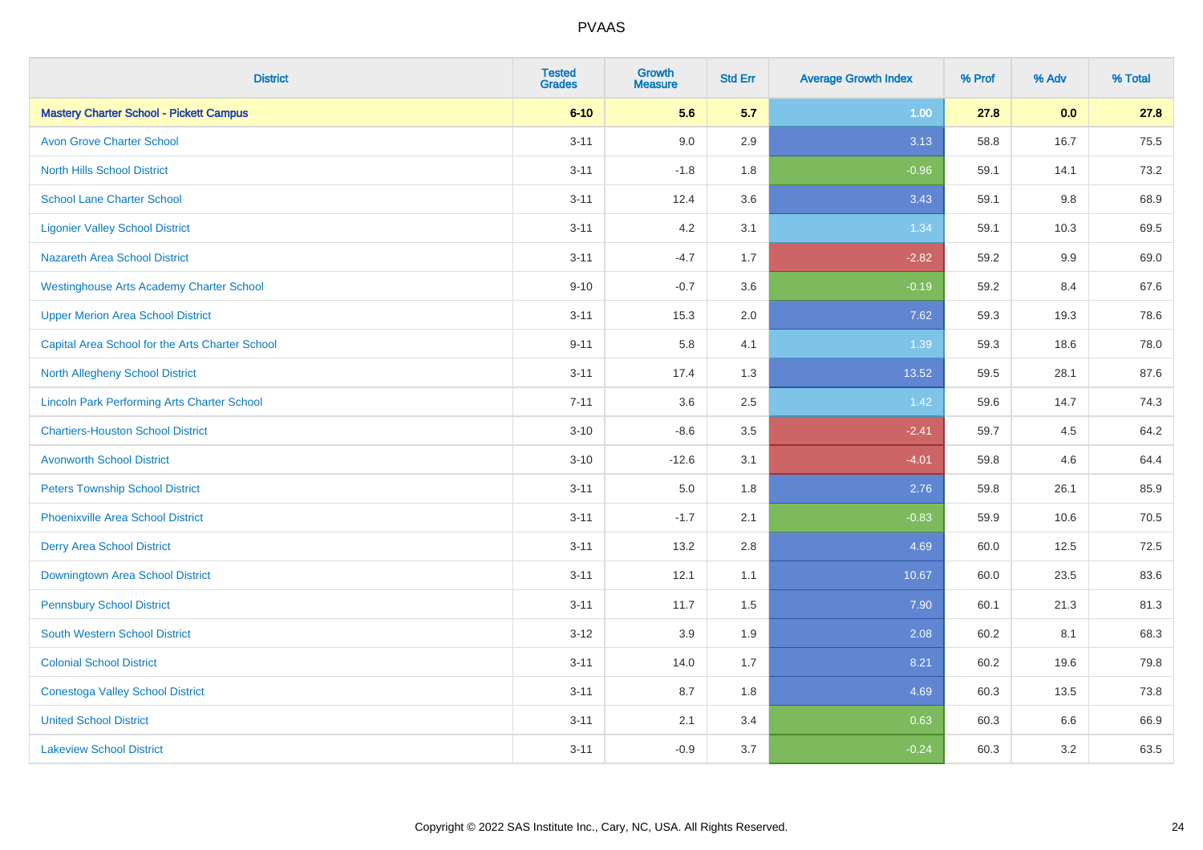| District | Tested Grades | Growth Measure | Std Err | Average Growth Index | % Prof | % Adv | % Total |
|---|---|---|---|---|---|---|---|
| **Mastery Charter School - Pickett Campus** | **6-10** | **5.6** | **5.7** | **1.00** | **27.8** | **0.0** | **27.8** |
| Avon Grove Charter School | 3-11 | 9.0 | 2.9 | 3.13 | 58.8 | 16.7 | 75.5 |
| North Hills School District | 3-11 | -1.8 | 1.8 | -0.96 | 59.1 | 14.1 | 73.2 |
| School Lane Charter School | 3-11 | 12.4 | 3.6 | 3.43 | 59.1 | 9.8 | 68.9 |
| Ligonier Valley School District | 3-11 | 4.2 | 3.1 | 1.34 | 59.1 | 10.3 | 69.5 |
| Nazareth Area School District | 3-11 | -4.7 | 1.7 | -2.82 | 59.2 | 9.9 | 69.0 |
| Westinghouse Arts Academy Charter School | 9-10 | -0.7 | 3.6 | -0.19 | 59.2 | 8.4 | 67.6 |
| Upper Merion Area School District | 3-11 | 15.3 | 2.0 | 7.62 | 59.3 | 19.3 | 78.6 |
| Capital Area School for the Arts Charter School | 9-11 | 5.8 | 4.1 | 1.39 | 59.3 | 18.6 | 78.0 |
| North Allegheny School District | 3-11 | 17.4 | 1.3 | 13.52 | 59.5 | 28.1 | 87.6 |
| Lincoln Park Performing Arts Charter School | 7-11 | 3.6 | 2.5 | 1.42 | 59.6 | 14.7 | 74.3 |
| Chartiers-Houston School District | 3-10 | -8.6 | 3.5 | -2.41 | 59.7 | 4.5 | 64.2 |
| Avonworth School District | 3-10 | -12.6 | 3.1 | -4.01 | 59.8 | 4.6 | 64.4 |
| Peters Township School District | 3-11 | 5.0 | 1.8 | 2.76 | 59.8 | 26.1 | 85.9 |
| Phoenixville Area School District | 3-11 | -1.7 | 2.1 | -0.83 | 59.9 | 10.6 | 70.5 |
| Derry Area School District | 3-11 | 13.2 | 2.8 | 4.69 | 60.0 | 12.5 | 72.5 |
| Downingtown Area School District | 3-11 | 12.1 | 1.1 | 10.67 | 60.0 | 23.5 | 83.6 |
| Pennsbury School District | 3-11 | 11.7 | 1.5 | 7.90 | 60.1 | 21.3 | 81.3 |
| South Western School District | 3-12 | 3.9 | 1.9 | 2.08 | 60.2 | 8.1 | 68.3 |
| Colonial School District | 3-11 | 14.0 | 1.7 | 8.21 | 60.2 | 19.6 | 79.8 |
| Conestoga Valley School District | 3-11 | 8.7 | 1.8 | 4.69 | 60.3 | 13.5 | 73.8 |
| United School District | 3-11 | 2.1 | 3.4 | 0.63 | 60.3 | 6.6 | 66.9 |
| Lakeview School District | 3-11 | -0.9 | 3.7 | -0.24 | 60.3 | 3.2 | 63.5 |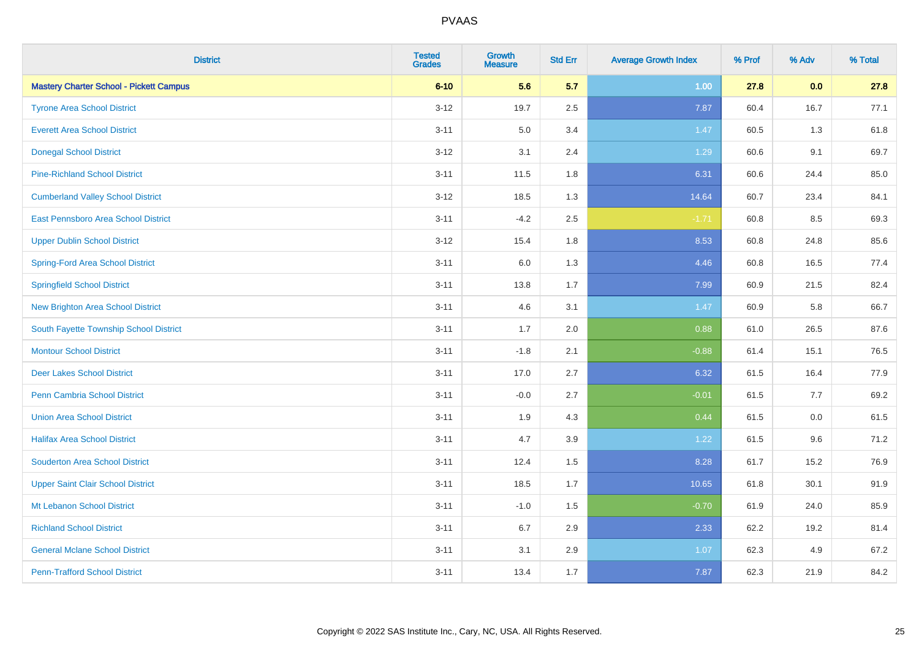PVAAS

| District | Tested Grades | Growth Measure | Std Err | Average Growth Index | % Prof | % Adv | % Total |
|---|---|---|---|---|---|---|---|
| **Mastery Charter School - Pickett Campus** | **6-10** | **5.6** | **5.7** | **1.00** | **27.8** | **0.0** | **27.8** |
| Tyrone Area School District | 3-12 | 19.7 | 2.5 | 7.87 | 60.4 | 16.7 | 77.1 |
| Everett Area School District | 3-11 | 5.0 | 3.4 | 1.47 | 60.5 | 1.3 | 61.8 |
| Donegal School District | 3-12 | 3.1 | 2.4 | 1.29 | 60.6 | 9.1 | 69.7 |
| Pine-Richland School District | 3-11 | 11.5 | 1.8 | 6.31 | 60.6 | 24.4 | 85.0 |
| Cumberland Valley School District | 3-12 | 18.5 | 1.3 | 14.64 | 60.7 | 23.4 | 84.1 |
| East Pennsboro Area School District | 3-11 | -4.2 | 2.5 | -1.71 | 60.8 | 8.5 | 69.3 |
| Upper Dublin School District | 3-12 | 15.4 | 1.8 | 8.53 | 60.8 | 24.8 | 85.6 |
| Spring-Ford Area School District | 3-11 | 6.0 | 1.3 | 4.46 | 60.8 | 16.5 | 77.4 |
| Springfield School District | 3-11 | 13.8 | 1.7 | 7.99 | 60.9 | 21.5 | 82.4 |
| New Brighton Area School District | 3-11 | 4.6 | 3.1 | 1.47 | 60.9 | 5.8 | 66.7 |
| South Fayette Township School District | 3-11 | 1.7 | 2.0 | 0.88 | 61.0 | 26.5 | 87.6 |
| Montour School District | 3-11 | -1.8 | 2.1 | -0.88 | 61.4 | 15.1 | 76.5 |
| Deer Lakes School District | 3-11 | 17.0 | 2.7 | 6.32 | 61.5 | 16.4 | 77.9 |
| Penn Cambria School District | 3-11 | -0.0 | 2.7 | -0.01 | 61.5 | 7.7 | 69.2 |
| Union Area School District | 3-11 | 1.9 | 4.3 | 0.44 | 61.5 | 0.0 | 61.5 |
| Halifax Area School District | 3-11 | 4.7 | 3.9 | 1.22 | 61.5 | 9.6 | 71.2 |
| Souderton Area School District | 3-11 | 12.4 | 1.5 | 8.28 | 61.7 | 15.2 | 76.9 |
| Upper Saint Clair School District | 3-11 | 18.5 | 1.7 | 10.65 | 61.8 | 30.1 | 91.9 |
| Mt Lebanon School District | 3-11 | -1.0 | 1.5 | -0.70 | 61.9 | 24.0 | 85.9 |
| Richland School District | 3-11 | 6.7 | 2.9 | 2.33 | 62.2 | 19.2 | 81.4 |
| General Mclane School District | 3-11 | 3.1 | 2.9 | 1.07 | 62.3 | 4.9 | 67.2 |
| Penn-Trafford School District | 3-11 | 13.4 | 1.7 | 7.87 | 62.3 | 21.9 | 84.2 |

Copyright © 2022 SAS Institute Inc., Cary, NC, USA. All Rights Reserved.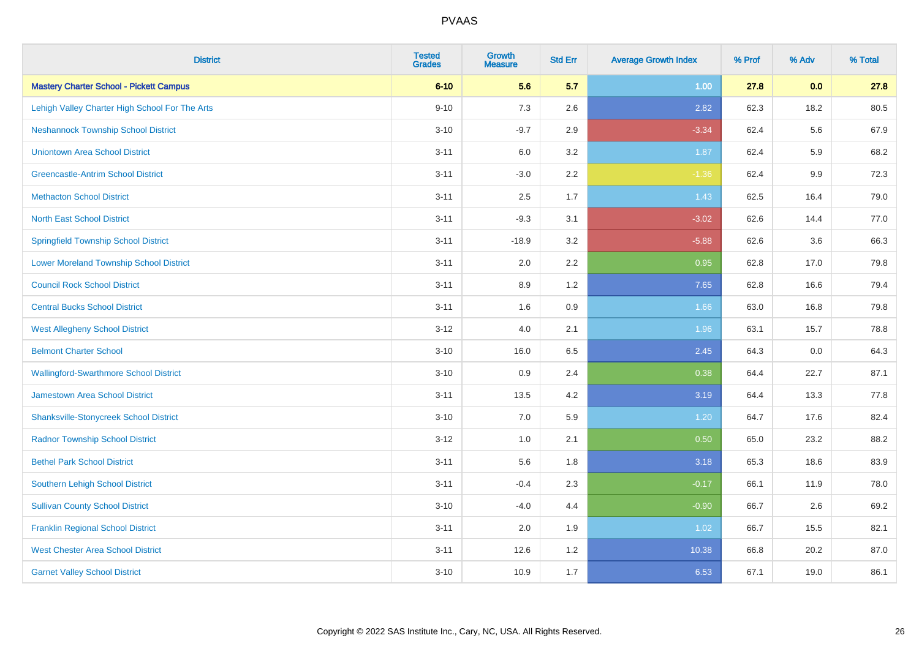| District | Tested Grades | Growth Measure | Std Err | Average Growth Index | % Prof | % Adv | % Total |
|---|---|---|---|---|---|---|---|
| **Mastery Charter School - Pickett Campus** | **6-10** | **5.6** | **5.7** | **1.00** | **27.8** | **0.0** | **27.8** |
| Lehigh Valley Charter High School For The Arts | 9-10 | 7.3 | 2.6 | 2.82 | 62.3 | 18.2 | 80.5 |
| Neshannock Township School District | 3-10 | -9.7 | 2.9 | -3.34 | 62.4 | 5.6 | 67.9 |
| Uniontown Area School District | 3-11 | 6.0 | 3.2 | 1.87 | 62.4 | 5.9 | 68.2 |
| Greencastle-Antrim School District | 3-11 | -3.0 | 2.2 | -1.36 | 62.4 | 9.9 | 72.3 |
| Methacton School District | 3-11 | 2.5 | 1.7 | 1.43 | 62.5 | 16.4 | 79.0 |
| North East School District | 3-11 | -9.3 | 3.1 | -3.02 | 62.6 | 14.4 | 77.0 |
| Springfield Township School District | 3-11 | -18.9 | 3.2 | -5.88 | 62.6 | 3.6 | 66.3 |
| Lower Moreland Township School District | 3-11 | 2.0 | 2.2 | 0.95 | 62.8 | 17.0 | 79.8 |
| Council Rock School District | 3-11 | 8.9 | 1.2 | 7.65 | 62.8 | 16.6 | 79.4 |
| Central Bucks School District | 3-11 | 1.6 | 0.9 | 1.66 | 63.0 | 16.8 | 79.8 |
| West Allegheny School District | 3-12 | 4.0 | 2.1 | 1.96 | 63.1 | 15.7 | 78.8 |
| Belmont Charter School | 3-10 | 16.0 | 6.5 | 2.45 | 64.3 | 0.0 | 64.3 |
| Wallingford-Swarthmore School District | 3-10 | 0.9 | 2.4 | 0.38 | 64.4 | 22.7 | 87.1 |
| Jamestown Area School District | 3-11 | 13.5 | 4.2 | 3.19 | 64.4 | 13.3 | 77.8 |
| Shanksville-Stonycreek School District | 3-10 | 7.0 | 5.9 | 1.20 | 64.7 | 17.6 | 82.4 |
| Radnor Township School District | 3-12 | 1.0 | 2.1 | 0.50 | 65.0 | 23.2 | 88.2 |
| Bethel Park School District | 3-11 | 5.6 | 1.8 | 3.18 | 65.3 | 18.6 | 83.9 |
| Southern Lehigh School District | 3-11 | -0.4 | 2.3 | -0.17 | 66.1 | 11.9 | 78.0 |
| Sullivan County School District | 3-10 | -4.0 | 4.4 | -0.90 | 66.7 | 2.6 | 69.2 |
| Franklin Regional School District | 3-11 | 2.0 | 1.9 | 1.02 | 66.7 | 15.5 | 82.1 |
| West Chester Area School District | 3-11 | 12.6 | 1.2 | 10.38 | 66.8 | 20.2 | 87.0 |
| Garnet Valley School District | 3-10 | 10.9 | 1.7 | 6.53 | 67.1 | 19.0 | 86.1 |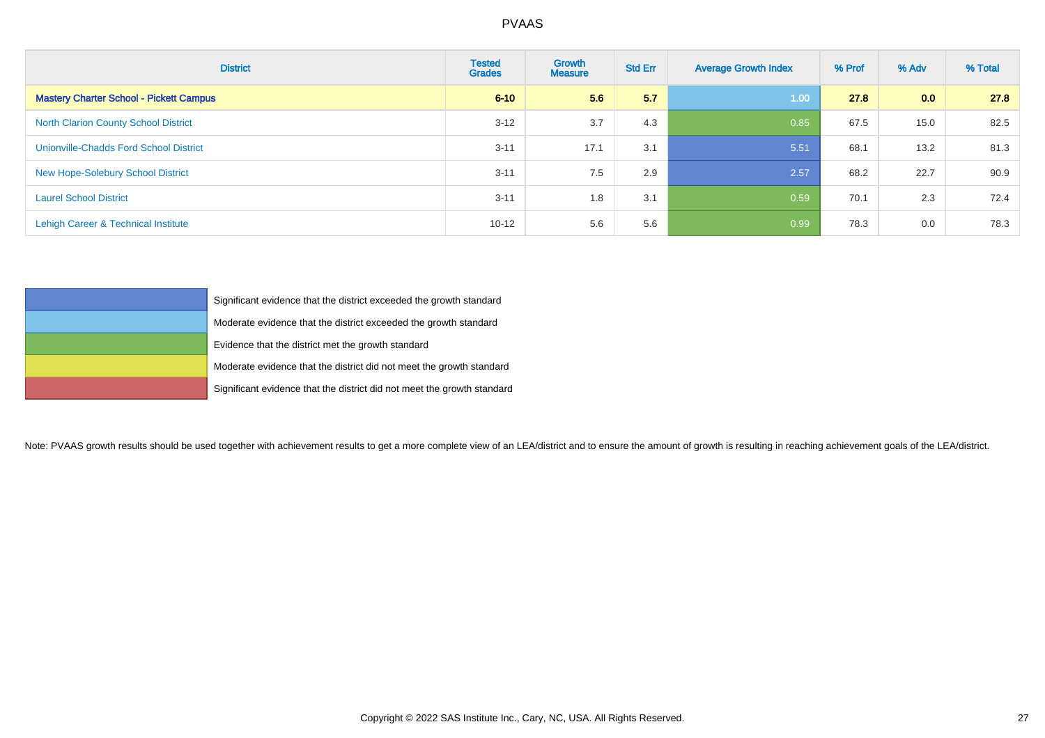PVAAS

| District | Tested Grades | Growth Measure | Std Err | Average Growth Index | % Prof | % Adv | % Total |
|---|---|---|---|---|---|---|---|
| **Mastery Charter School - Pickett Campus** | **6-10** | **5.6** | **5.7** | **1.00** | **27.8** | **0.0** | **27.8** |
| North Clarion County School District | 3-12 | 3.7 | 4.3 | 0.85 | 67.5 | 15.0 | 82.5 |
| Unionville-Chadds Ford School District | 3-11 | 17.1 | 3.1 | 5.51 | 68.1 | 13.2 | 81.3 |
| New Hope-Solebury School District | 3-11 | 7.5 | 2.9 | 2.57 | 68.2 | 22.7 | 90.9 |
| Laurel School District | 3-11 | 1.8 | 3.1 | 0.59 | 70.1 | 2.3 | 72.4 |
| Lehigh Career & Technical Institute | 10-12 | 5.6 | 5.6 | 0.99 | 78.3 | 0.0 | 78.3 |

Significant evidence that the district exceeded the growth standard

Moderate evidence that the district exceeded the growth standard

Evidence that the district met the growth standard

Moderate evidence that the district did not meet the growth standard

Significant evidence that the district did not meet the growth standard

Note: PVAAS growth results should be used together with achievement results to get a more complete view of an LEA/district and to ensure the amount of growth is resulting in reaching achievement goals of the LEA/district.

Copyright © 2022 SAS Institute Inc., Cary, NC, USA. All Rights Reserved.